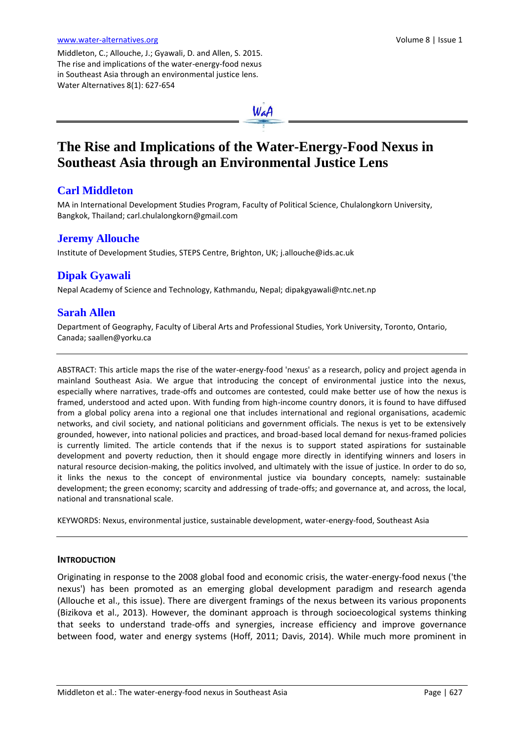www.water-alternatives.org

Middleton, C.; Allouche, J.; Gyawali, D. and Allen, S. 2015. The rise and implications of the water-energy-food nexus in Southeast Asia through an environmental justice lens. Water Alternatives 8(1): 627-654

# The Rise and Implications of the Water-Energy-Food Nexus in Southeast Asia through an Environmental Justice Lens

## Carl Middleton

MA in International Development Studies Program, Faculty of Political Science, Chulalongkorn University, Bangkok, Thailand; carl.chulalongkorn@gmail.com

## Jeremy Allouche

Institute of Development Studies, STEPS Centre, Brighton, UK; j.allouche@ids.ac.uk

## Dipak Gyawali

Nepal Academy of Science and Technology, Kathmandu, Nepal; dipakgyawali@ntc.net.np

## Sarah Allen

Department of Geography, Faculty of Liberal Arts and Professional Studies, York University, Toronto, Ontario, Canada; saallen@yorku.ca

---

ABSTRACT: This article maps the rise of the water-energy-food 'nexus' as a research, policy and project agenda in mainland Southeast Asia. We argue that introducing the concept of environmental justice into the nexus, especially where narratives, trade-offs and outcomes are contested, could make better use of how the nexus is framed, understood and acted upon. With funding from high-income country donors, it is found to have diffused from a global policy arena into a regional one that includes international and regional organisations, academic networks, and civil society, and national politicians and government officials. The nexus is yet to be extensively grounded, however, into national policies and practices, and broad-based local demand for nexus-framed policies is currently limited. The article contends that if the nexus is to support stated aspirations for sustainable development and poverty reduction, then it should engage more directly in identifying winners and losers in natural resource decision-making, the politics involved, and ultimately with the issue of justice. In order to do so, it links the nexus to the concept of environmental justice via boundary concepts, namely: sustainable development; the green economy; scarcity and addressing of trade-offs; and governance at, and across, the local, national and transnational scale.

KEYWORDS: Nexus, environmental justice, sustainable development, water-energy-food, Southeast Asia

---

### INTRODUCTION

Originating in response to the 2008 global food and economic crisis, the water-energy-food nexus ('the nexus') has been promoted as an emerging global development paradigm and research agenda (Allouche et al., this issue). There are divergent framings of the nexus between its various proponents (Bizikova et al., 2013). However, the dominant approach is through socioecological systems thinking that seeks to understand trade-offs and synergies, increase efficiency and improve governance between food, water and energy systems (Hoff, 2011; Davis, 2014). While much more prominent in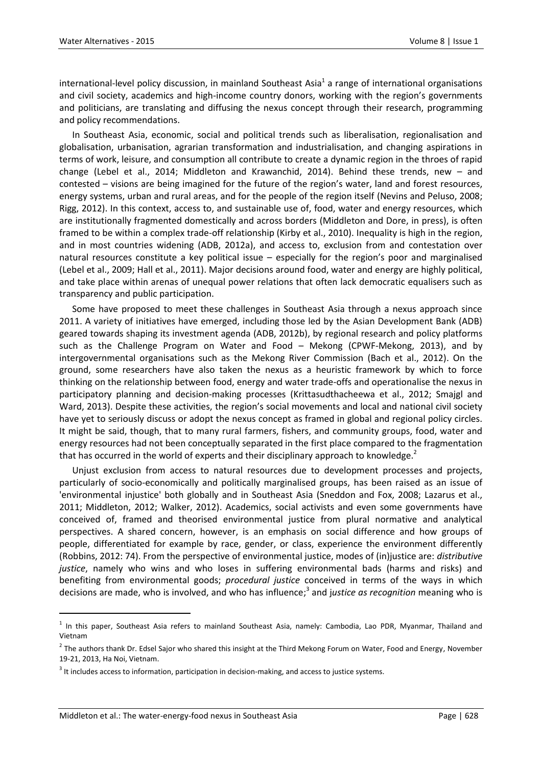international-level policy discussion, in mainland Southeast Asia[1] a range of international organisations and civil society, academics and high-income country donors, working with the region's governments and politicians, are translating and diffusing the nexus concept through their research, programming and policy recommendations.

In Southeast Asia, economic, social and political trends such as liberalisation, regionalisation and globalisation, urbanisation, agrarian transformation and industrialisation, and changing aspirations in terms of work, leisure, and consumption all contribute to create a dynamic region in the throes of rapid change (Lebel et al., 2014; Middleton and Krawanchid, 2014). Behind these trends, new – and contested – visions are being imagined for the future of the region's water, land and forest resources, energy systems, urban and rural areas, and for the people of the region itself (Nevins and Peluso, 2008; Rigg, 2012). In this context, access to, and sustainable use of, food, water and energy resources, which are institutionally fragmented domestically and across borders (Middleton and Dore, in press), is often framed to be within a complex trade-off relationship (Kirby et al., 2010). Inequality is high in the region, and in most countries widening (ADB, 2012a), and access to, exclusion from and contestation over natural resources constitute a key political issue – especially for the region's poor and marginalised (Lebel et al., 2009; Hall et al., 2011). Major decisions around food, water and energy are highly political, and take place within arenas of unequal power relations that often lack democratic equalisers such as transparency and public participation.

Some have proposed to meet these challenges in Southeast Asia through a nexus approach since 2011. A variety of initiatives have emerged, including those led by the Asian Development Bank (ADB) geared towards shaping its investment agenda (ADB, 2012b), by regional research and policy platforms such as the Challenge Program on Water and Food – Mekong (CPWF-Mekong, 2013), and by intergovernmental organisations such as the Mekong River Commission (Bach et al., 2012). On the ground, some researchers have also taken the nexus as a heuristic framework by which to force thinking on the relationship between food, energy and water trade-offs and operationalise the nexus in participatory planning and decision-making processes (Krittasudthacheewa et al., 2012; Smajgl and Ward, 2013). Despite these activities, the region's social movements and local and national civil society have yet to seriously discuss or adopt the nexus concept as framed in global and regional policy circles. It might be said, though, that to many rural farmers, fishers, and community groups, food, water and energy resources had not been conceptually separated in the first place compared to the fragmentation that has occurred in the world of experts and their disciplinary approach to knowledge.[2]

Unjust exclusion from access to natural resources due to development processes and projects, particularly of socio-economically and politically marginalised groups, has been raised as an issue of 'environmental injustice' both globally and in Southeast Asia (Sneddon and Fox, 2008; Lazarus et al., 2011; Middleton, 2012; Walker, 2012). Academics, social activists and even some governments have conceived of, framed and theorised environmental justice from plural normative and analytical perspectives. A shared concern, however, is an emphasis on social difference and how groups of people, differentiated for example by race, gender, or class, experience the environment differently (Robbins, 2012: 74). From the perspective of environmental justice, modes of (in)justice are: *distributive justice*, namely who wins and who loses in suffering environmental bads (harms and risks) and benefiting from environmental goods; *procedural justice* conceived in terms of the ways in which decisions are made, who is involved, and who has influence;[3] and *justice as recognition* meaning who is

[1] In this paper, Southeast Asia refers to mainland Southeast Asia, namely: Cambodia, Lao PDR, Myanmar, Thailand and Vietnam

[2] The authors thank Dr. Edsel Sajor who shared this insight at the Third Mekong Forum on Water, Food and Energy, November 19-21, 2013, Ha Noi, Vietnam.

[3] It includes access to information, participation in decision-making, and access to justice systems.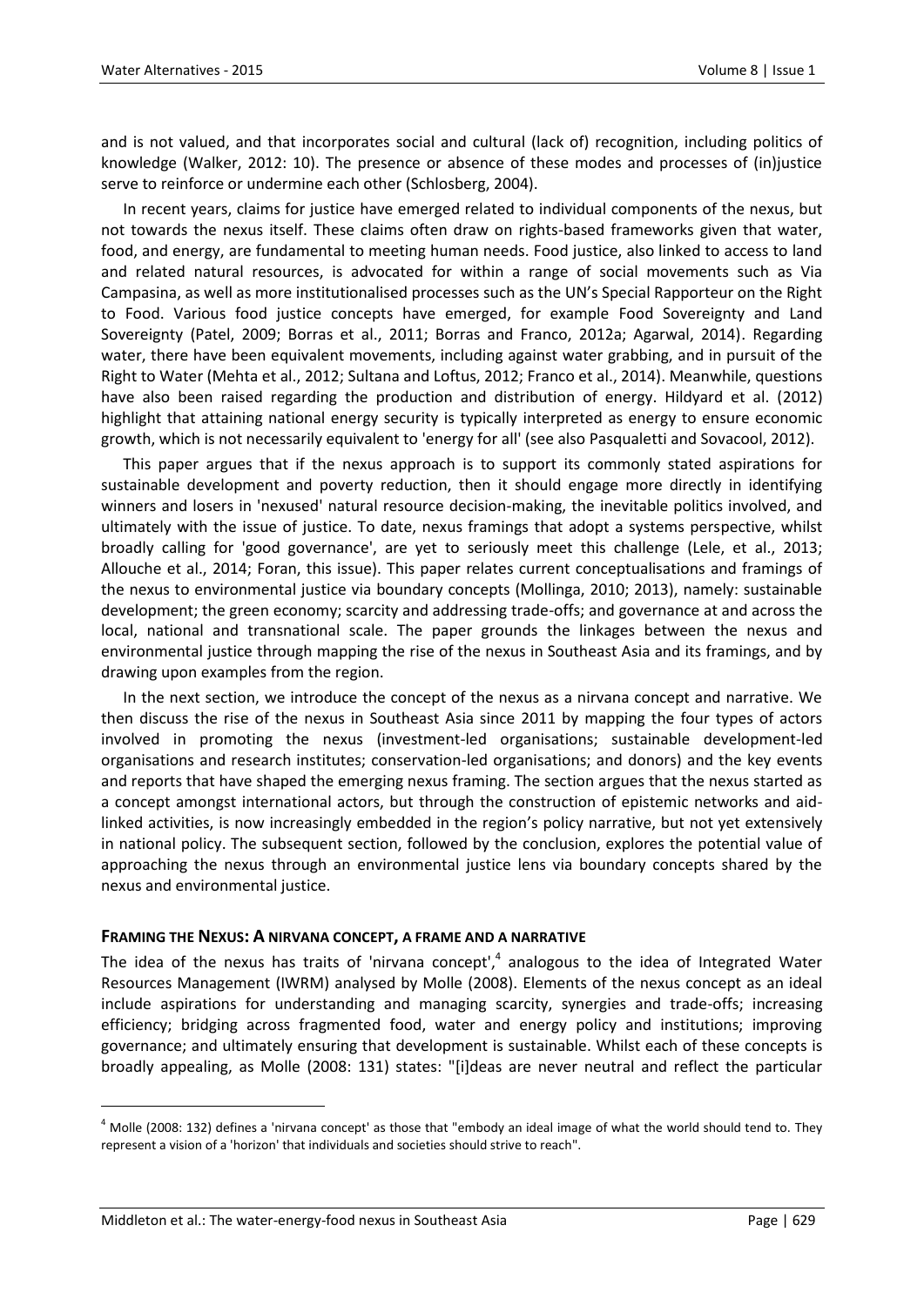and is not valued, and that incorporates social and cultural (lack of) recognition, including politics of knowledge (Walker, 2012: 10). The presence or absence of these modes and processes of (in)justice serve to reinforce or undermine each other (Schlosberg, 2004).

In recent years, claims for justice have emerged related to individual components of the nexus, but not towards the nexus itself. These claims often draw on rights-based frameworks given that water, food, and energy, are fundamental to meeting human needs. Food justice, also linked to access to land and related natural resources, is advocated for within a range of social movements such as Via Campasina, as well as more institutionalised processes such as the UN's Special Rapporteur on the Right to Food. Various food justice concepts have emerged, for example Food Sovereignty and Land Sovereignty (Patel, 2009; Borras et al., 2011; Borras and Franco, 2012a; Agarwal, 2014). Regarding water, there have been equivalent movements, including against water grabbing, and in pursuit of the Right to Water (Mehta et al., 2012; Sultana and Loftus, 2012; Franco et al., 2014). Meanwhile, questions have also been raised regarding the production and distribution of energy. Hildyard et al. (2012) highlight that attaining national energy security is typically interpreted as energy to ensure economic growth, which is not necessarily equivalent to 'energy for all' (see also Pasqualetti and Sovacool, 2012).

This paper argues that if the nexus approach is to support its commonly stated aspirations for sustainable development and poverty reduction, then it should engage more directly in identifying winners and losers in 'nexused' natural resource decision-making, the inevitable politics involved, and ultimately with the issue of justice. To date, nexus framings that adopt a systems perspective, whilst broadly calling for 'good governance', are yet to seriously meet this challenge (Lele, et al., 2013; Allouche et al., 2014; Foran, this issue). This paper relates current conceptualisations and framings of the nexus to environmental justice via boundary concepts (Mollinga, 2010; 2013), namely: sustainable development; the green economy; scarcity and addressing trade-offs; and governance at and across the local, national and transnational scale. The paper grounds the linkages between the nexus and environmental justice through mapping the rise of the nexus in Southeast Asia and its framings, and by drawing upon examples from the region.

In the next section, we introduce the concept of the nexus as a nirvana concept and narrative. We then discuss the rise of the nexus in Southeast Asia since 2011 by mapping the four types of actors involved in promoting the nexus (investment-led organisations; sustainable development-led organisations and research institutes; conservation-led organisations; and donors) and the key events and reports that have shaped the emerging nexus framing. The section argues that the nexus started as a concept amongst international actors, but through the construction of epistemic networks and aid-linked activities, is now increasingly embedded in the region's policy narrative, but not yet extensively in national policy. The subsequent section, followed by the conclusion, explores the potential value of approaching the nexus through an environmental justice lens via boundary concepts shared by the nexus and environmental justice.

## FRAMING THE NEXUS: A NIRVANA CONCEPT, A FRAME AND A NARRATIVE

The idea of the nexus has traits of 'nirvana concept',[4] analogous to the idea of Integrated Water Resources Management (IWRM) analysed by Molle (2008). Elements of the nexus concept as an ideal include aspirations for understanding and managing scarcity, synergies and trade-offs; increasing efficiency; bridging across fragmented food, water and energy policy and institutions; improving governance; and ultimately ensuring that development is sustainable. Whilst each of these concepts is broadly appealing, as Molle (2008: 131) states: "[i]deas are never neutral and reflect the particular

[4] Molle (2008: 132) defines a 'nirvana concept' as those that "embody an ideal image of what the world should tend to. They represent a vision of a 'horizon' that individuals and societies should strive to reach".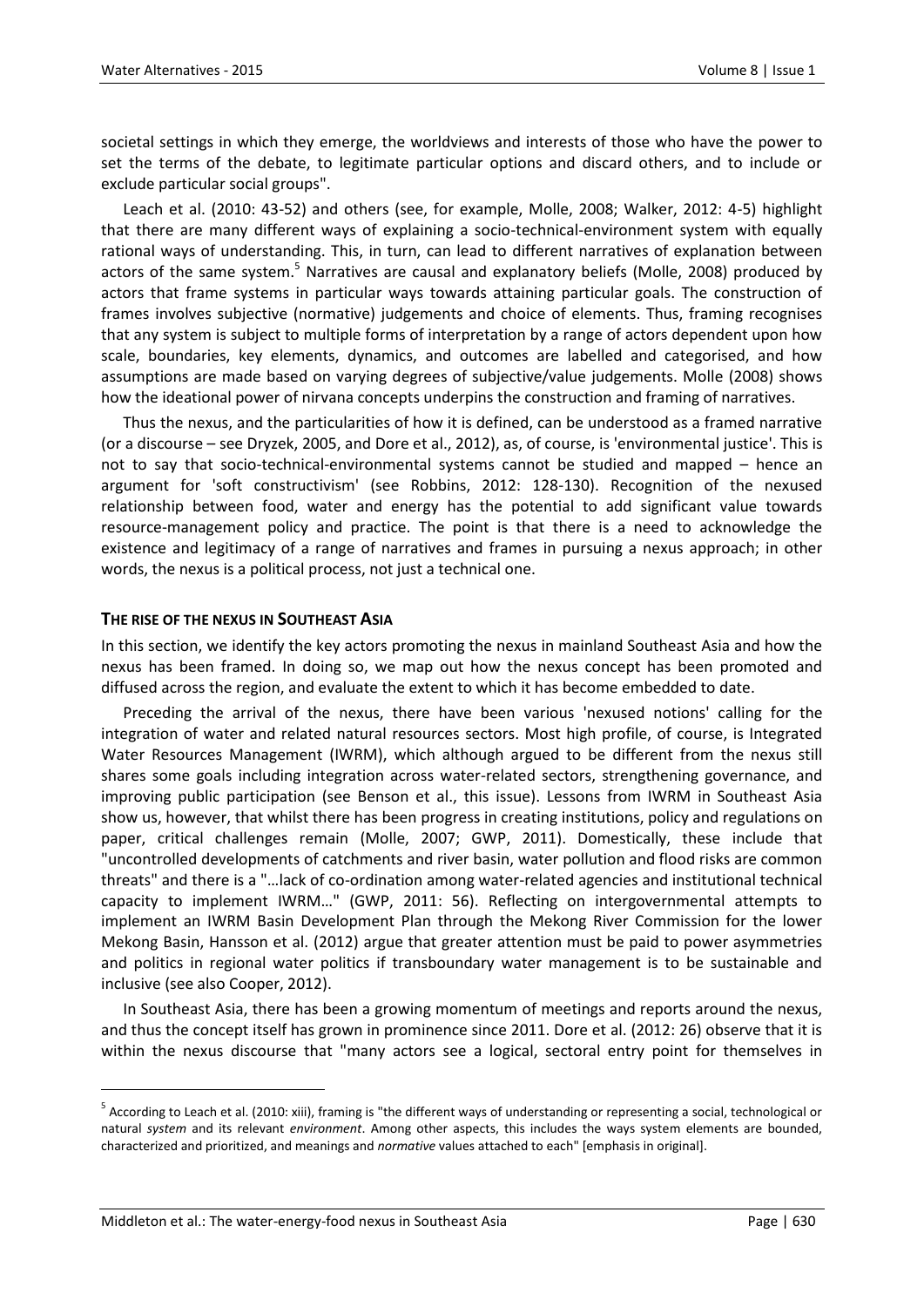societal settings in which they emerge, the worldviews and interests of those who have the power to set the terms of the debate, to legitimate particular options and discard others, and to include or exclude particular social groups".

Leach et al. (2010: 43-52) and others (see, for example, Molle, 2008; Walker, 2012: 4-5) highlight that there are many different ways of explaining a socio-technical-environment system with equally rational ways of understanding. This, in turn, can lead to different narratives of explanation between actors of the same system.[5] Narratives are causal and explanatory beliefs (Molle, 2008) produced by actors that frame systems in particular ways towards attaining particular goals. The construction of frames involves subjective (normative) judgements and choice of elements. Thus, framing recognises that any system is subject to multiple forms of interpretation by a range of actors dependent upon how scale, boundaries, key elements, dynamics, and outcomes are labelled and categorised, and how assumptions are made based on varying degrees of subjective/value judgements. Molle (2008) shows how the ideational power of nirvana concepts underpins the construction and framing of narratives.

Thus the nexus, and the particularities of how it is defined, can be understood as a framed narrative (or a discourse – see Dryzek, 2005, and Dore et al., 2012), as, of course, is 'environmental justice'. This is not to say that socio-technical-environmental systems cannot be studied and mapped – hence an argument for 'soft constructivism' (see Robbins, 2012: 128-130). Recognition of the nexused relationship between food, water and energy has the potential to add significant value towards resource-management policy and practice. The point is that there is a need to acknowledge the existence and legitimacy of a range of narratives and frames in pursuing a nexus approach; in other words, the nexus is a political process, not just a technical one.

## THE RISE OF THE NEXUS IN SOUTHEAST ASIA

In this section, we identify the key actors promoting the nexus in mainland Southeast Asia and how the nexus has been framed. In doing so, we map out how the nexus concept has been promoted and diffused across the region, and evaluate the extent to which it has become embedded to date.

Preceding the arrival of the nexus, there have been various 'nexused notions' calling for the integration of water and related natural resources sectors. Most high profile, of course, is Integrated Water Resources Management (IWRM), which although argued to be different from the nexus still shares some goals including integration across water-related sectors, strengthening governance, and improving public participation (see Benson et al., this issue). Lessons from IWRM in Southeast Asia show us, however, that whilst there has been progress in creating institutions, policy and regulations on paper, critical challenges remain (Molle, 2007; GWP, 2011). Domestically, these include that "uncontrolled developments of catchments and river basin, water pollution and flood risks are common threats" and there is a "…lack of co-ordination among water-related agencies and institutional technical capacity to implement IWRM…" (GWP, 2011: 56). Reflecting on intergovernmental attempts to implement an IWRM Basin Development Plan through the Mekong River Commission for the lower Mekong Basin, Hansson et al. (2012) argue that greater attention must be paid to power asymmetries and politics in regional water politics if transboundary water management is to be sustainable and inclusive (see also Cooper, 2012).

In Southeast Asia, there has been a growing momentum of meetings and reports around the nexus, and thus the concept itself has grown in prominence since 2011. Dore et al. (2012: 26) observe that it is within the nexus discourse that "many actors see a logical, sectoral entry point for themselves in

[5] According to Leach et al. (2010: xiii), framing is "the different ways of understanding or representing a social, technological or natural *system* and its relevant *environment*. Among other aspects, this includes the ways system elements are bounded, characterized and prioritized, and meanings and *normative* values attached to each" [emphasis in original].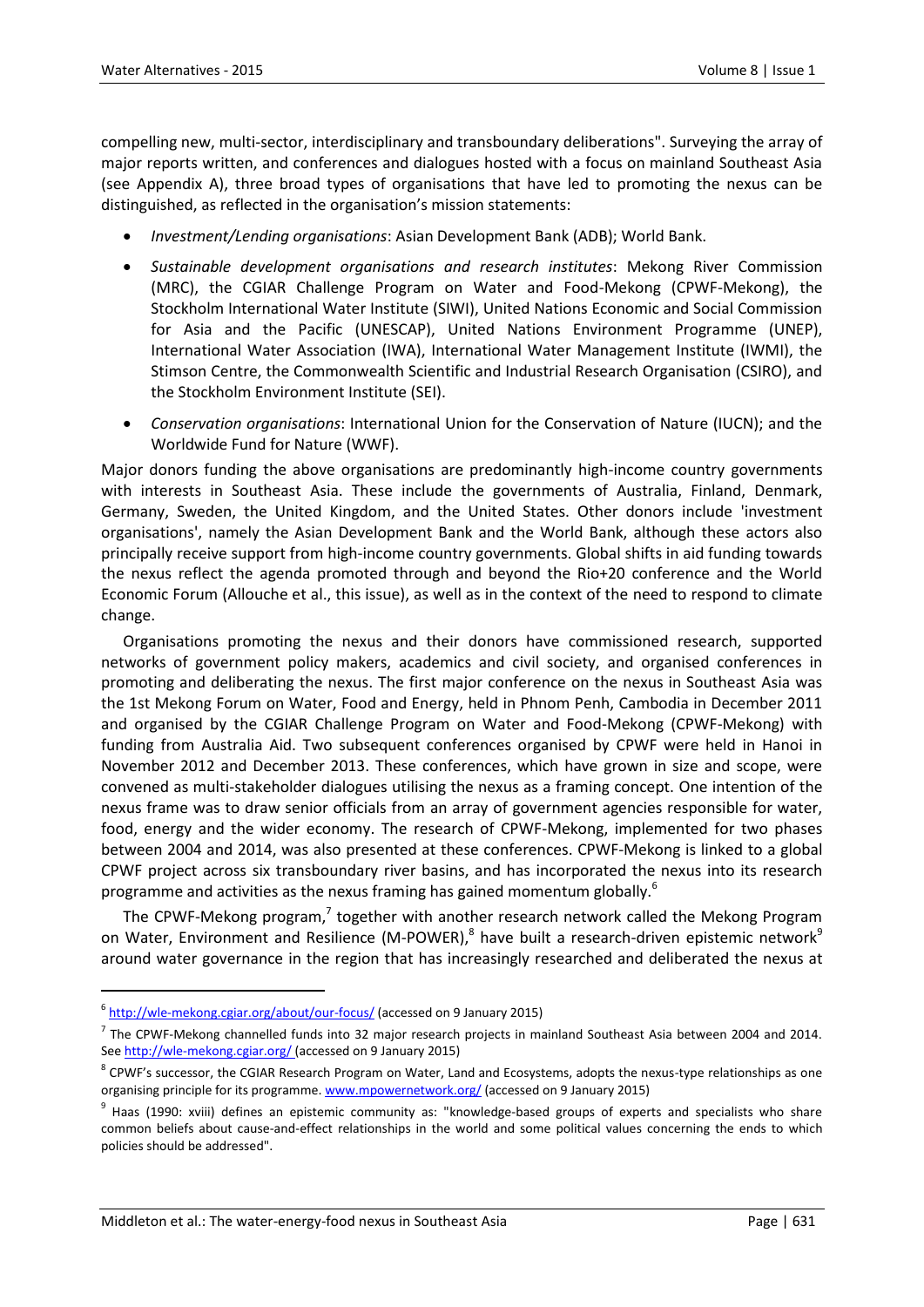compelling new, multi-sector, interdisciplinary and transboundary deliberations". Surveying the array of major reports written, and conferences and dialogues hosted with a focus on mainland Southeast Asia (see Appendix A), three broad types of organisations that have led to promoting the nexus can be distinguished, as reflected in the organisation's mission statements:

- *Investment/Lending organisations*: Asian Development Bank (ADB); World Bank.
- *Sustainable development organisations and research institutes*: Mekong River Commission (MRC), the CGIAR Challenge Program on Water and Food-Mekong (CPWF-Mekong), the Stockholm International Water Institute (SIWI), United Nations Economic and Social Commission for Asia and the Pacific (UNESCAP), United Nations Environment Programme (UNEP), International Water Association (IWA), International Water Management Institute (IWMI), the Stimson Centre, the Commonwealth Scientific and Industrial Research Organisation (CSIRO), and the Stockholm Environment Institute (SEI).
- *Conservation organisations*: International Union for the Conservation of Nature (IUCN); and the Worldwide Fund for Nature (WWF).

Major donors funding the above organisations are predominantly high-income country governments with interests in Southeast Asia. These include the governments of Australia, Finland, Denmark, Germany, Sweden, the United Kingdom, and the United States. Other donors include 'investment organisations', namely the Asian Development Bank and the World Bank, although these actors also principally receive support from high-income country governments. Global shifts in aid funding towards the nexus reflect the agenda promoted through and beyond the Rio+20 conference and the World Economic Forum (Allouche et al., this issue), as well as in the context of the need to respond to climate change.

Organisations promoting the nexus and their donors have commissioned research, supported networks of government policy makers, academics and civil society, and organised conferences in promoting and deliberating the nexus. The first major conference on the nexus in Southeast Asia was the 1st Mekong Forum on Water, Food and Energy, held in Phnom Penh, Cambodia in December 2011 and organised by the CGIAR Challenge Program on Water and Food-Mekong (CPWF-Mekong) with funding from Australia Aid. Two subsequent conferences organised by CPWF were held in Hanoi in November 2012 and December 2013. These conferences, which have grown in size and scope, were convened as multi-stakeholder dialogues utilising the nexus as a framing concept. One intention of the nexus frame was to draw senior officials from an array of government agencies responsible for water, food, energy and the wider economy. The research of CPWF-Mekong, implemented for two phases between 2004 and 2014, was also presented at these conferences. CPWF-Mekong is linked to a global CPWF project across six transboundary river basins, and has incorporated the nexus into its research programme and activities as the nexus framing has gained momentum globally.[6]

The CPWF-Mekong program,[7] together with another research network called the Mekong Program on Water, Environment and Resilience (M-POWER),[8] have built a research-driven epistemic network[9] around water governance in the region that has increasingly researched and deliberated the nexus at

---

[6] http://wle-mekong.cgiar.org/about/our-focus/ (accessed on 9 January 2015)

[7] The CPWF-Mekong channelled funds into 32 major research projects in mainland Southeast Asia between 2004 and 2014. See http://wle-mekong.cgiar.org/ (accessed on 9 January 2015)

[8] CPWF's successor, the CGIAR Research Program on Water, Land and Ecosystems, adopts the nexus-type relationships as one organising principle for its programme. www.mpowernetwork.org/ (accessed on 9 January 2015)

[9] Haas (1990: xviii) defines an epistemic community as: "knowledge-based groups of experts and specialists who share common beliefs about cause-and-effect relationships in the world and some political values concerning the ends to which policies should be addressed".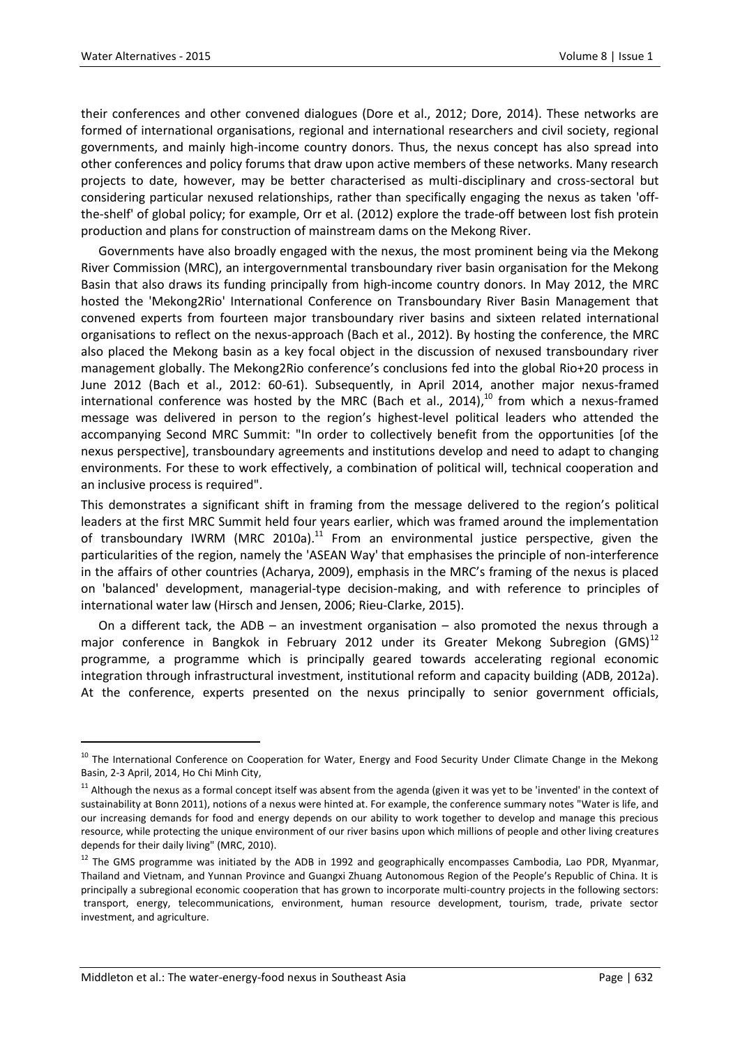their conferences and other convened dialogues (Dore et al., 2012; Dore, 2014). These networks are formed of international organisations, regional and international researchers and civil society, regional governments, and mainly high-income country donors. Thus, the nexus concept has also spread into other conferences and policy forums that draw upon active members of these networks. Many research projects to date, however, may be better characterised as multi-disciplinary and cross-sectoral but considering particular nexused relationships, rather than specifically engaging the nexus as taken 'off-the-shelf' of global policy; for example, Orr et al. (2012) explore the trade-off between lost fish protein production and plans for construction of mainstream dams on the Mekong River.

Governments have also broadly engaged with the nexus, the most prominent being via the Mekong River Commission (MRC), an intergovernmental transboundary river basin organisation for the Mekong Basin that also draws its funding principally from high-income country donors. In May 2012, the MRC hosted the 'Mekong2Rio' International Conference on Transboundary River Basin Management that convened experts from fourteen major transboundary river basins and sixteen related international organisations to reflect on the nexus-approach (Bach et al., 2012). By hosting the conference, the MRC also placed the Mekong basin as a key focal object in the discussion of nexused transboundary river management globally. The Mekong2Rio conference's conclusions fed into the global Rio+20 process in June 2012 (Bach et al., 2012: 60-61). Subsequently, in April 2014, another major nexus-framed international conference was hosted by the MRC (Bach et al., 2014),[10] from which a nexus-framed message was delivered in person to the region's highest-level political leaders who attended the accompanying Second MRC Summit: "In order to collectively benefit from the opportunities [of the nexus perspective], transboundary agreements and institutions develop and need to adapt to changing environments. For these to work effectively, a combination of political will, technical cooperation and an inclusive process is required".

This demonstrates a significant shift in framing from the message delivered to the region's political leaders at the first MRC Summit held four years earlier, which was framed around the implementation of transboundary IWRM (MRC 2010a).[11] From an environmental justice perspective, given the particularities of the region, namely the 'ASEAN Way' that emphasises the principle of non-interference in the affairs of other countries (Acharya, 2009), emphasis in the MRC's framing of the nexus is placed on 'balanced' development, managerial-type decision-making, and with reference to principles of international water law (Hirsch and Jensen, 2006; Rieu-Clarke, 2015).

On a different tack, the ADB – an investment organisation – also promoted the nexus through a major conference in Bangkok in February 2012 under its Greater Mekong Subregion (GMS)[12] programme, a programme which is principally geared towards accelerating regional economic integration through infrastructural investment, institutional reform and capacity building (ADB, 2012a). At the conference, experts presented on the nexus principally to senior government officials,

---

[10] The International Conference on Cooperation for Water, Energy and Food Security Under Climate Change in the Mekong Basin, 2-3 April, 2014, Ho Chi Minh City,

[11] Although the nexus as a formal concept itself was absent from the agenda (given it was yet to be 'invented' in the context of sustainability at Bonn 2011), notions of a nexus were hinted at. For example, the conference summary notes "Water is life, and our increasing demands for food and energy depends on our ability to work together to develop and manage this precious resource, while protecting the unique environment of our river basins upon which millions of people and other living creatures depends for their daily living" (MRC, 2010).

[12] The GMS programme was initiated by the ADB in 1992 and geographically encompasses Cambodia, Lao PDR, Myanmar, Thailand and Vietnam, and Yunnan Province and Guangxi Zhuang Autonomous Region of the People's Republic of China. It is principally a subregional economic cooperation that has grown to incorporate multi-country projects in the following sectors: transport, energy, telecommunications, environment, human resource development, tourism, trade, private sector investment, and agriculture.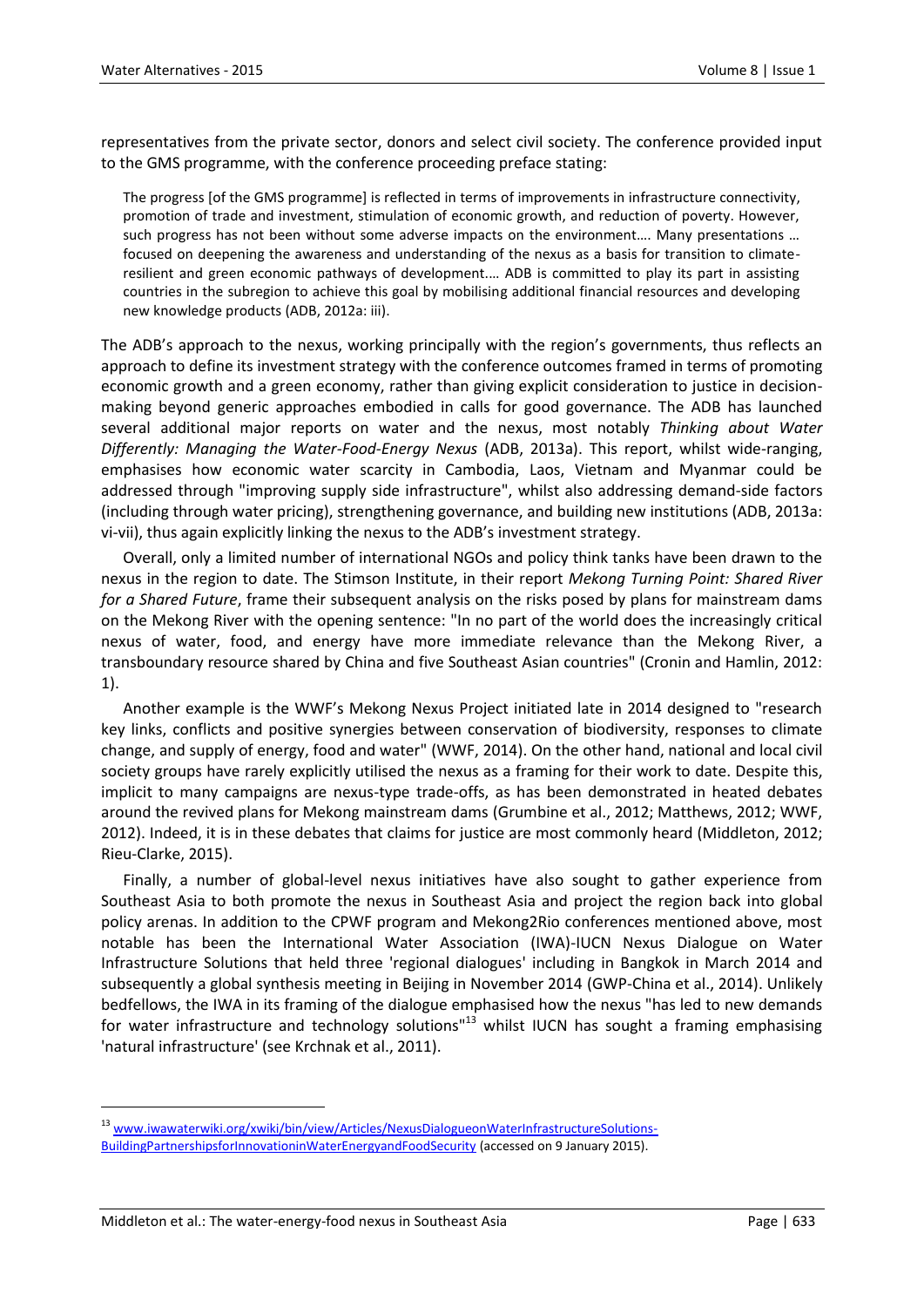representatives from the private sector, donors and select civil society. The conference provided input to the GMS programme, with the conference proceeding preface stating:

> The progress [of the GMS programme] is reflected in terms of improvements in infrastructure connectivity, promotion of trade and investment, stimulation of economic growth, and reduction of poverty. However, such progress has not been without some adverse impacts on the environment…. Many presentations … focused on deepening the awareness and understanding of the nexus as a basis for transition to climate-resilient and green economic pathways of development.… ADB is committed to play its part in assisting countries in the subregion to achieve this goal by mobilising additional financial resources and developing new knowledge products (ADB, 2012a: iii).

The ADB's approach to the nexus, working principally with the region's governments, thus reflects an approach to define its investment strategy with the conference outcomes framed in terms of promoting economic growth and a green economy, rather than giving explicit consideration to justice in decision-making beyond generic approaches embodied in calls for good governance. The ADB has launched several additional major reports on water and the nexus, most notably *Thinking about Water Differently: Managing the Water-Food-Energy Nexus* (ADB, 2013a). This report, whilst wide-ranging, emphasises how economic water scarcity in Cambodia, Laos, Vietnam and Myanmar could be addressed through "improving supply side infrastructure", whilst also addressing demand-side factors (including through water pricing), strengthening governance, and building new institutions (ADB, 2013a: vi-vii), thus again explicitly linking the nexus to the ADB's investment strategy.

Overall, only a limited number of international NGOs and policy think tanks have been drawn to the nexus in the region to date. The Stimson Institute, in their report *Mekong Turning Point: Shared River for a Shared Future*, frame their subsequent analysis on the risks posed by plans for mainstream dams on the Mekong River with the opening sentence: "In no part of the world does the increasingly critical nexus of water, food, and energy have more immediate relevance than the Mekong River, a transboundary resource shared by China and five Southeast Asian countries" (Cronin and Hamlin, 2012: 1).

Another example is the WWF's Mekong Nexus Project initiated late in 2014 designed to "research key links, conflicts and positive synergies between conservation of biodiversity, responses to climate change, and supply of energy, food and water" (WWF, 2014). On the other hand, national and local civil society groups have rarely explicitly utilised the nexus as a framing for their work to date. Despite this, implicit to many campaigns are nexus-type trade-offs, as has been demonstrated in heated debates around the revived plans for Mekong mainstream dams (Grumbine et al., 2012; Matthews, 2012; WWF, 2012). Indeed, it is in these debates that claims for justice are most commonly heard (Middleton, 2012; Rieu-Clarke, 2015).

Finally, a number of global-level nexus initiatives have also sought to gather experience from Southeast Asia to both promote the nexus in Southeast Asia and project the region back into global policy arenas. In addition to the CPWF program and Mekong2Rio conferences mentioned above, most notable has been the International Water Association (IWA)-IUCN Nexus Dialogue on Water Infrastructure Solutions that held three 'regional dialogues' including in Bangkok in March 2014 and subsequently a global synthesis meeting in Beijing in November 2014 (GWP-China et al., 2014). Unlikely bedfellows, the IWA in its framing of the dialogue emphasised how the nexus "has led to new demands for water infrastructure and technology solutions"[13] whilst IUCN has sought a framing emphasising 'natural infrastructure' (see Krchnak et al., 2011).

---

[13] www.iwawaterwiki.org/xwiki/bin/view/Articles/NexusDialogueonWaterInfrastructureSolutions-BuildingPartnershipsforInnovationinWaterEnergyandFoodSecurity (accessed on 9 January 2015).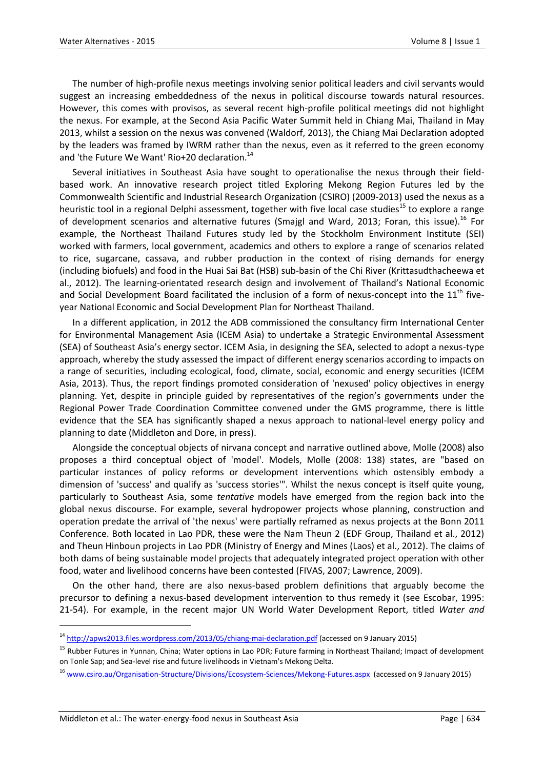The number of high-profile nexus meetings involving senior political leaders and civil servants would suggest an increasing embeddedness of the nexus in political discourse towards natural resources. However, this comes with provisos, as several recent high-profile political meetings did not highlight the nexus. For example, at the Second Asia Pacific Water Summit held in Chiang Mai, Thailand in May 2013, whilst a session on the nexus was convened (Waldorf, 2013), the Chiang Mai Declaration adopted by the leaders was framed by IWRM rather than the nexus, even as it referred to the green economy and 'the Future We Want' Rio+20 declaration.[14]

Several initiatives in Southeast Asia have sought to operationalise the nexus through their field-based work. An innovative research project titled Exploring Mekong Region Futures led by the Commonwealth Scientific and Industrial Research Organization (CSIRO) (2009-2013) used the nexus as a heuristic tool in a regional Delphi assessment, together with five local case studies[15] to explore a range of development scenarios and alternative futures (Smajgl and Ward, 2013; Foran, this issue).[16] For example, the Northeast Thailand Futures study led by the Stockholm Environment Institute (SEI) worked with farmers, local government, academics and others to explore a range of scenarios related to rice, sugarcane, cassava, and rubber production in the context of rising demands for energy (including biofuels) and food in the Huai Sai Bat (HSB) sub-basin of the Chi River (Krittasudthacheewa et al., 2012). The learning-orientated research design and involvement of Thailand's National Economic and Social Development Board facilitated the inclusion of a form of nexus-concept into the 11th five-year National Economic and Social Development Plan for Northeast Thailand.

In a different application, in 2012 the ADB commissioned the consultancy firm International Center for Environmental Management Asia (ICEM Asia) to undertake a Strategic Environmental Assessment (SEA) of Southeast Asia's energy sector. ICEM Asia, in designing the SEA, selected to adopt a nexus-type approach, whereby the study assessed the impact of different energy scenarios according to impacts on a range of securities, including ecological, food, climate, social, economic and energy securities (ICEM Asia, 2013). Thus, the report findings promoted consideration of 'nexused' policy objectives in energy planning. Yet, despite in principle guided by representatives of the region's governments under the Regional Power Trade Coordination Committee convened under the GMS programme, there is little evidence that the SEA has significantly shaped a nexus approach to national-level energy policy and planning to date (Middleton and Dore, in press).

Alongside the conceptual objects of nirvana concept and narrative outlined above, Molle (2008) also proposes a third conceptual object of 'model'. Models, Molle (2008: 138) states, are "based on particular instances of policy reforms or development interventions which ostensibly embody a dimension of 'success' and qualify as 'success stories'". Whilst the nexus concept is itself quite young, particularly to Southeast Asia, some *tentative* models have emerged from the region back into the global nexus discourse. For example, several hydropower projects whose planning, construction and operation predate the arrival of 'the nexus' were partially reframed as nexus projects at the Bonn 2011 Conference. Both located in Lao PDR, these were the Nam Theun 2 (EDF Group, Thailand et al., 2012) and Theun Hinboun projects in Lao PDR (Ministry of Energy and Mines (Laos) et al., 2012). The claims of both dams of being sustainable model projects that adequately integrated project operation with other food, water and livelihood concerns have been contested (FIVAS, 2007; Lawrence, 2009).

On the other hand, there are also nexus-based problem definitions that arguably become the precursor to defining a nexus-based development intervention to thus remedy it (see Escobar, 1995: 21-54). For example, in the recent major UN World Water Development Report, titled *Water and*

---

[14] http://apws2013.files.wordpress.com/2013/05/chiang-mai-declaration.pdf (accessed on 9 January 2015)

[15] Rubber Futures in Yunnan, China; Water options in Lao PDR; Future farming in Northeast Thailand; Impact of development on Tonle Sap; and Sea-level rise and future livelihoods in Vietnam's Mekong Delta.

[16] www.csiro.au/Organisation-Structure/Divisions/Ecosystem-Sciences/Mekong-Futures.aspx (accessed on 9 January 2015)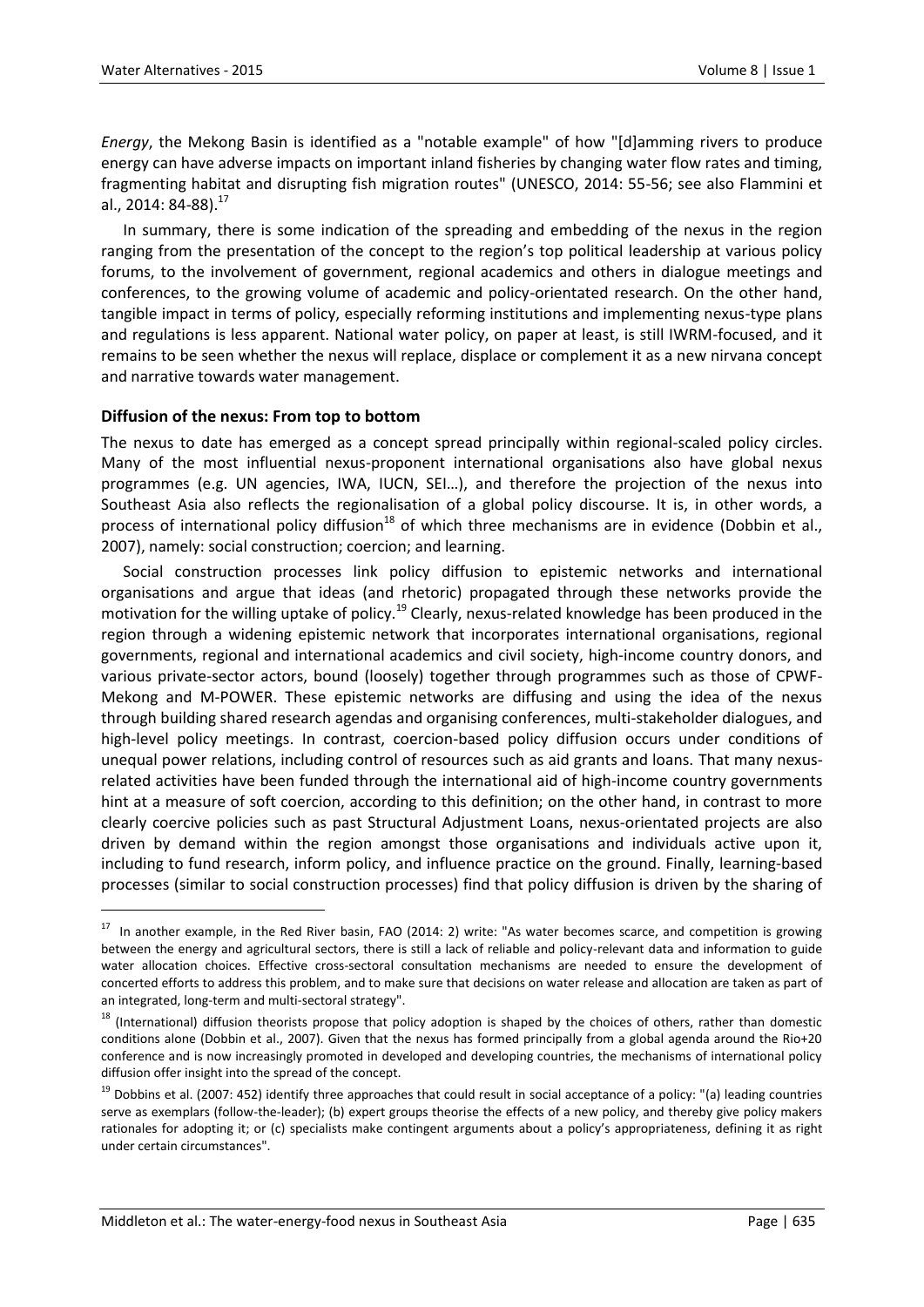*Energy*, the Mekong Basin is identified as a "notable example" of how "[d]amming rivers to produce energy can have adverse impacts on important inland fisheries by changing water flow rates and timing, fragmenting habitat and disrupting fish migration routes" (UNESCO, 2014: 55-56; see also Flammini et al., 2014: 84-88).[17]

In summary, there is some indication of the spreading and embedding of the nexus in the region ranging from the presentation of the concept to the region's top political leadership at various policy forums, to the involvement of government, regional academics and others in dialogue meetings and conferences, to the growing volume of academic and policy-orientated research. On the other hand, tangible impact in terms of policy, especially reforming institutions and implementing nexus-type plans and regulations is less apparent. National water policy, on paper at least, is still IWRM-focused, and it remains to be seen whether the nexus will replace, displace or complement it as a new nirvana concept and narrative towards water management.

### Diffusion of the nexus: From top to bottom

The nexus to date has emerged as a concept spread principally within regional-scaled policy circles. Many of the most influential nexus-proponent international organisations also have global nexus programmes (e.g. UN agencies, IWA, IUCN, SEI…), and therefore the projection of the nexus into Southeast Asia also reflects the regionalisation of a global policy discourse. It is, in other words, a process of international policy diffusion[18] of which three mechanisms are in evidence (Dobbin et al., 2007), namely: social construction; coercion; and learning.

Social construction processes link policy diffusion to epistemic networks and international organisations and argue that ideas (and rhetoric) propagated through these networks provide the motivation for the willing uptake of policy.[19] Clearly, nexus-related knowledge has been produced in the region through a widening epistemic network that incorporates international organisations, regional governments, regional and international academics and civil society, high-income country donors, and various private-sector actors, bound (loosely) together through programmes such as those of CPWF-Mekong and M-POWER. These epistemic networks are diffusing and using the idea of the nexus through building shared research agendas and organising conferences, multi-stakeholder dialogues, and high-level policy meetings. In contrast, coercion-based policy diffusion occurs under conditions of unequal power relations, including control of resources such as aid grants and loans. That many nexus-related activities have been funded through the international aid of high-income country governments hint at a measure of soft coercion, according to this definition; on the other hand, in contrast to more clearly coercive policies such as past Structural Adjustment Loans, nexus-orientated projects are also driven by demand within the region amongst those organisations and individuals active upon it, including to fund research, inform policy, and influence practice on the ground. Finally, learning-based processes (similar to social construction processes) find that policy diffusion is driven by the sharing of

---

[17] In another example, in the Red River basin, FAO (2014: 2) write: "As water becomes scarce, and competition is growing between the energy and agricultural sectors, there is still a lack of reliable and policy-relevant data and information to guide water allocation choices. Effective cross-sectoral consultation mechanisms are needed to ensure the development of concerted efforts to address this problem, and to make sure that decisions on water release and allocation are taken as part of an integrated, long-term and multi-sectoral strategy".

[18] (International) diffusion theorists propose that policy adoption is shaped by the choices of others, rather than domestic conditions alone (Dobbin et al., 2007). Given that the nexus has formed principally from a global agenda around the Rio+20 conference and is now increasingly promoted in developed and developing countries, the mechanisms of international policy diffusion offer insight into the spread of the concept.

[19] Dobbins et al. (2007: 452) identify three approaches that could result in social acceptance of a policy: "(a) leading countries serve as exemplars (follow-the-leader); (b) expert groups theorise the effects of a new policy, and thereby give policy makers rationales for adopting it; or (c) specialists make contingent arguments about a policy's appropriateness, defining it as right under certain circumstances".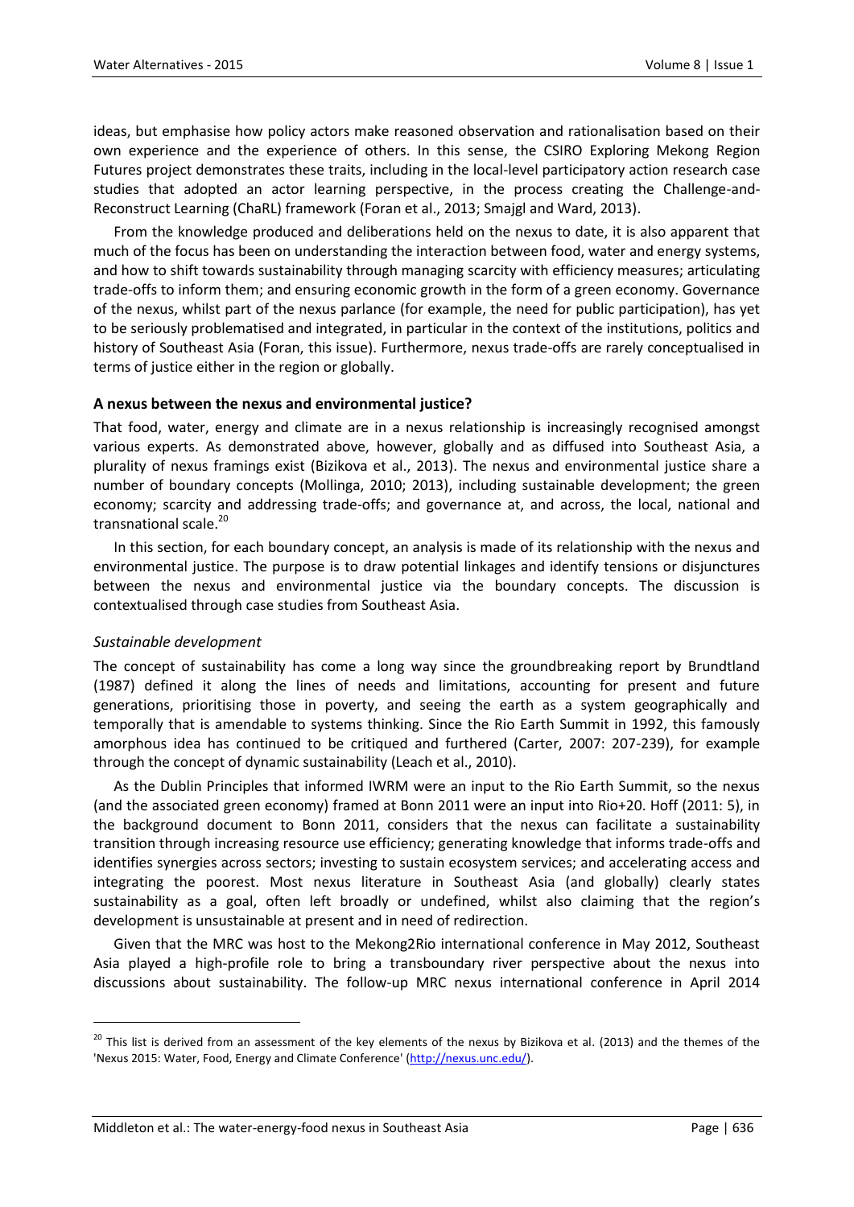ideas, but emphasise how policy actors make reasoned observation and rationalisation based on their own experience and the experience of others. In this sense, the CSIRO Exploring Mekong Region Futures project demonstrates these traits, including in the local-level participatory action research case studies that adopted an actor learning perspective, in the process creating the Challenge-and-Reconstruct Learning (ChaRL) framework (Foran et al., 2013; Smajgl and Ward, 2013).

From the knowledge produced and deliberations held on the nexus to date, it is also apparent that much of the focus has been on understanding the interaction between food, water and energy systems, and how to shift towards sustainability through managing scarcity with efficiency measures; articulating trade-offs to inform them; and ensuring economic growth in the form of a green economy. Governance of the nexus, whilst part of the nexus parlance (for example, the need for public participation), has yet to be seriously problematised and integrated, in particular in the context of the institutions, politics and history of Southeast Asia (Foran, this issue). Furthermore, nexus trade-offs are rarely conceptualised in terms of justice either in the region or globally.

### A nexus between the nexus and environmental justice?

That food, water, energy and climate are in a nexus relationship is increasingly recognised amongst various experts. As demonstrated above, however, globally and as diffused into Southeast Asia, a plurality of nexus framings exist (Bizikova et al., 2013). The nexus and environmental justice share a number of boundary concepts (Mollinga, 2010; 2013), including sustainable development; the green economy; scarcity and addressing trade-offs; and governance at, and across, the local, national and transnational scale.[20]

In this section, for each boundary concept, an analysis is made of its relationship with the nexus and environmental justice. The purpose is to draw potential linkages and identify tensions or disjunctures between the nexus and environmental justice via the boundary concepts. The discussion is contextualised through case studies from Southeast Asia.

#### *Sustainable development*

The concept of sustainability has come a long way since the groundbreaking report by Brundtland (1987) defined it along the lines of needs and limitations, accounting for present and future generations, prioritising those in poverty, and seeing the earth as a system geographically and temporally that is amendable to systems thinking. Since the Rio Earth Summit in 1992, this famously amorphous idea has continued to be critiqued and furthered (Carter, 2007: 207-239), for example through the concept of dynamic sustainability (Leach et al., 2010).

As the Dublin Principles that informed IWRM were an input to the Rio Earth Summit, so the nexus (and the associated green economy) framed at Bonn 2011 were an input into Rio+20. Hoff (2011: 5), in the background document to Bonn 2011, considers that the nexus can facilitate a sustainability transition through increasing resource use efficiency; generating knowledge that informs trade-offs and identifies synergies across sectors; investing to sustain ecosystem services; and accelerating access and integrating the poorest. Most nexus literature in Southeast Asia (and globally) clearly states sustainability as a goal, often left broadly or undefined, whilst also claiming that the region's development is unsustainable at present and in need of redirection.

Given that the MRC was host to the Mekong2Rio international conference in May 2012, Southeast Asia played a high-profile role to bring a transboundary river perspective about the nexus into discussions about sustainability. The follow-up MRC nexus international conference in April 2014

[20] This list is derived from an assessment of the key elements of the nexus by Bizikova et al. (2013) and the themes of the 'Nexus 2015: Water, Food, Energy and Climate Conference' (http://nexus.unc.edu/).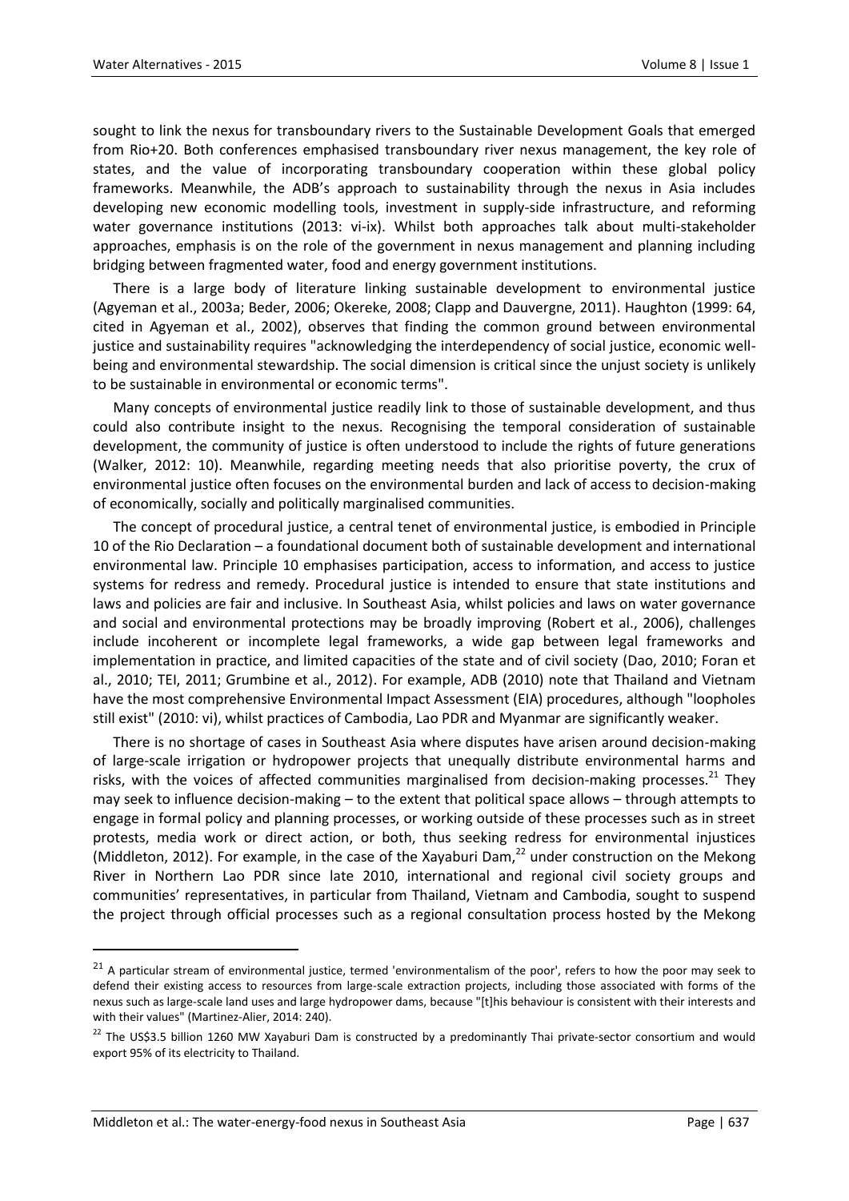sought to link the nexus for transboundary rivers to the Sustainable Development Goals that emerged from Rio+20. Both conferences emphasised transboundary river nexus management, the key role of states, and the value of incorporating transboundary cooperation within these global policy frameworks. Meanwhile, the ADB's approach to sustainability through the nexus in Asia includes developing new economic modelling tools, investment in supply-side infrastructure, and reforming water governance institutions (2013: vi-ix). Whilst both approaches talk about multi-stakeholder approaches, emphasis is on the role of the government in nexus management and planning including bridging between fragmented water, food and energy government institutions.

There is a large body of literature linking sustainable development to environmental justice (Agyeman et al., 2003a; Beder, 2006; Okereke, 2008; Clapp and Dauvergne, 2011). Haughton (1999: 64, cited in Agyeman et al., 2002), observes that finding the common ground between environmental justice and sustainability requires "acknowledging the interdependency of social justice, economic well-being and environmental stewardship. The social dimension is critical since the unjust society is unlikely to be sustainable in environmental or economic terms".

Many concepts of environmental justice readily link to those of sustainable development, and thus could also contribute insight to the nexus. Recognising the temporal consideration of sustainable development, the community of justice is often understood to include the rights of future generations (Walker, 2012: 10). Meanwhile, regarding meeting needs that also prioritise poverty, the crux of environmental justice often focuses on the environmental burden and lack of access to decision-making of economically, socially and politically marginalised communities.

The concept of procedural justice, a central tenet of environmental justice, is embodied in Principle 10 of the Rio Declaration – a foundational document both of sustainable development and international environmental law. Principle 10 emphasises participation, access to information, and access to justice systems for redress and remedy. Procedural justice is intended to ensure that state institutions and laws and policies are fair and inclusive. In Southeast Asia, whilst policies and laws on water governance and social and environmental protections may be broadly improving (Robert et al., 2006), challenges include incoherent or incomplete legal frameworks, a wide gap between legal frameworks and implementation in practice, and limited capacities of the state and of civil society (Dao, 2010; Foran et al., 2010; TEI, 2011; Grumbine et al., 2012). For example, ADB (2010) note that Thailand and Vietnam have the most comprehensive Environmental Impact Assessment (EIA) procedures, although "loopholes still exist" (2010: vi), whilst practices of Cambodia, Lao PDR and Myanmar are significantly weaker.

There is no shortage of cases in Southeast Asia where disputes have arisen around decision-making of large-scale irrigation or hydropower projects that unequally distribute environmental harms and risks, with the voices of affected communities marginalised from decision-making processes.[21] They may seek to influence decision-making – to the extent that political space allows – through attempts to engage in formal policy and planning processes, or working outside of these processes such as in street protests, media work or direct action, or both, thus seeking redress for environmental injustices (Middleton, 2012). For example, in the case of the Xayaburi Dam,[22] under construction on the Mekong River in Northern Lao PDR since late 2010, international and regional civil society groups and communities' representatives, in particular from Thailand, Vietnam and Cambodia, sought to suspend the project through official processes such as a regional consultation process hosted by the Mekong

---

[21] A particular stream of environmental justice, termed 'environmentalism of the poor', refers to how the poor may seek to defend their existing access to resources from large-scale extraction projects, including those associated with forms of the nexus such as large-scale land uses and large hydropower dams, because "[t]his behaviour is consistent with their interests and with their values" (Martinez-Alier, 2014: 240).

[22] The US$3.5 billion 1260 MW Xayaburi Dam is constructed by a predominantly Thai private-sector consortium and would export 95% of its electricity to Thailand.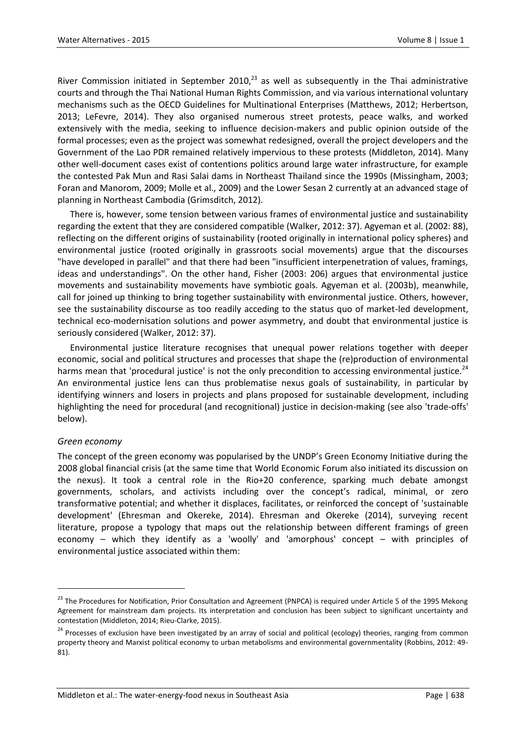River Commission initiated in September 2010,[23] as well as subsequently in the Thai administrative courts and through the Thai National Human Rights Commission, and via various international voluntary mechanisms such as the OECD Guidelines for Multinational Enterprises (Matthews, 2012; Herbertson, 2013; LeFevre, 2014). They also organised numerous street protests, peace walks, and worked extensively with the media, seeking to influence decision-makers and public opinion outside of the formal processes; even as the project was somewhat redesigned, overall the project developers and the Government of the Lao PDR remained relatively impervious to these protests (Middleton, 2014). Many other well-document cases exist of contentions politics around large water infrastructure, for example the contested Pak Mun and Rasi Salai dams in Northeast Thailand since the 1990s (Missingham, 2003; Foran and Manorom, 2009; Molle et al., 2009) and the Lower Sesan 2 currently at an advanced stage of planning in Northeast Cambodia (Grimsditch, 2012).

There is, however, some tension between various frames of environmental justice and sustainability regarding the extent that they are considered compatible (Walker, 2012: 37). Agyeman et al. (2002: 88), reflecting on the different origins of sustainability (rooted originally in international policy spheres) and environmental justice (rooted originally in grassroots social movements) argue that the discourses "have developed in parallel" and that there had been "insufficient interpenetration of values, framings, ideas and understandings". On the other hand, Fisher (2003: 206) argues that environmental justice movements and sustainability movements have symbiotic goals. Agyeman et al. (2003b), meanwhile, call for joined up thinking to bring together sustainability with environmental justice. Others, however, see the sustainability discourse as too readily acceding to the status quo of market-led development, technical eco-modernisation solutions and power asymmetry, and doubt that environmental justice is seriously considered (Walker, 2012: 37).

Environmental justice literature recognises that unequal power relations together with deeper economic, social and political structures and processes that shape the (re)production of environmental harms mean that 'procedural justice' is not the only precondition to accessing environmental justice.[24] An environmental justice lens can thus problematise nexus goals of sustainability, in particular by identifying winners and losers in projects and plans proposed for sustainable development, including highlighting the need for procedural (and recognitional) justice in decision-making (see also 'trade-offs' below).

### *Green economy*

The concept of the green economy was popularised by the UNDP's Green Economy Initiative during the 2008 global financial crisis (at the same time that World Economic Forum also initiated its discussion on the nexus). It took a central role in the Rio+20 conference, sparking much debate amongst governments, scholars, and activists including over the concept's radical, minimal, or zero transformative potential; and whether it displaces, facilitates, or reinforced the concept of 'sustainable development' (Ehresman and Okereke, 2014). Ehresman and Okereke (2014), surveying recent literature, propose a typology that maps out the relationship between different framings of green economy – which they identify as a 'woolly' and 'amorphous' concept – with principles of environmental justice associated within them:

---

[23] The Procedures for Notification, Prior Consultation and Agreement (PNPCA) is required under Article 5 of the 1995 Mekong Agreement for mainstream dam projects. Its interpretation and conclusion has been subject to significant uncertainty and contestation (Middleton, 2014; Rieu-Clarke, 2015).

[24] Processes of exclusion have been investigated by an array of social and political (ecology) theories, ranging from common property theory and Marxist political economy to urban metabolisms and environmental governmentality (Robbins, 2012: 49-81).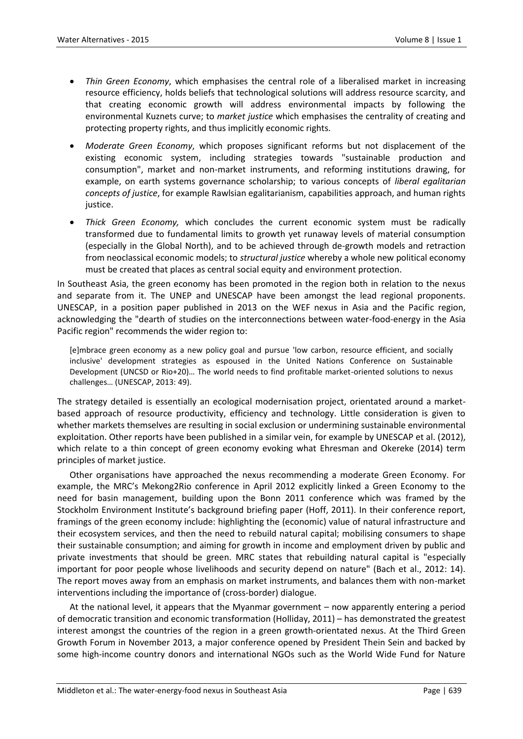- *Thin Green Economy*, which emphasises the central role of a liberalised market in increasing resource efficiency, holds beliefs that technological solutions will address resource scarcity, and that creating economic growth will address environmental impacts by following the environmental Kuznets curve; to *market justice* which emphasises the centrality of creating and protecting property rights, and thus implicitly economic rights.
- *Moderate Green Economy*, which proposes significant reforms but not displacement of the existing economic system, including strategies towards "sustainable production and consumption", market and non-market instruments, and reforming institutions drawing, for example, on earth systems governance scholarship; to various concepts of *liberal egalitarian concepts of justice*, for example Rawlsian egalitarianism, capabilities approach, and human rights justice.
- *Thick Green Economy,* which concludes the current economic system must be radically transformed due to fundamental limits to growth yet runaway levels of material consumption (especially in the Global North), and to be achieved through de-growth models and retraction from neoclassical economic models; to *structural justice* whereby a whole new political economy must be created that places as central social equity and environment protection.

In Southeast Asia, the green economy has been promoted in the region both in relation to the nexus and separate from it. The UNEP and UNESCAP have been amongst the lead regional proponents. UNESCAP, in a position paper published in 2013 on the WEF nexus in Asia and the Pacific region, acknowledging the "dearth of studies on the interconnections between water-food-energy in the Asia Pacific region" recommends the wider region to:

> [e]mbrace green economy as a new policy goal and pursue 'low carbon, resource efficient, and socially inclusive' development strategies as espoused in the United Nations Conference on Sustainable Development (UNCSD or Rio+20)… The world needs to find profitable market-oriented solutions to nexus challenges… (UNESCAP, 2013: 49).

The strategy detailed is essentially an ecological modernisation project, orientated around a market-based approach of resource productivity, efficiency and technology. Little consideration is given to whether markets themselves are resulting in social exclusion or undermining sustainable environmental exploitation. Other reports have been published in a similar vein, for example by UNESCAP et al. (2012), which relate to a thin concept of green economy evoking what Ehresman and Okereke (2014) term principles of market justice.

Other organisations have approached the nexus recommending a moderate Green Economy. For example, the MRC's Mekong2Rio conference in April 2012 explicitly linked a Green Economy to the need for basin management, building upon the Bonn 2011 conference which was framed by the Stockholm Environment Institute's background briefing paper (Hoff, 2011). In their conference report, framings of the green economy include: highlighting the (economic) value of natural infrastructure and their ecosystem services, and then the need to rebuild natural capital; mobilising consumers to shape their sustainable consumption; and aiming for growth in income and employment driven by public and private investments that should be green. MRC states that rebuilding natural capital is "especially important for poor people whose livelihoods and security depend on nature" (Bach et al., 2012: 14). The report moves away from an emphasis on market instruments, and balances them with non-market interventions including the importance of (cross-border) dialogue.

At the national level, it appears that the Myanmar government – now apparently entering a period of democratic transition and economic transformation (Holliday, 2011) – has demonstrated the greatest interest amongst the countries of the region in a green growth-orientated nexus. At the Third Green Growth Forum in November 2013, a major conference opened by President Thein Sein and backed by some high-income country donors and international NGOs such as the World Wide Fund for Nature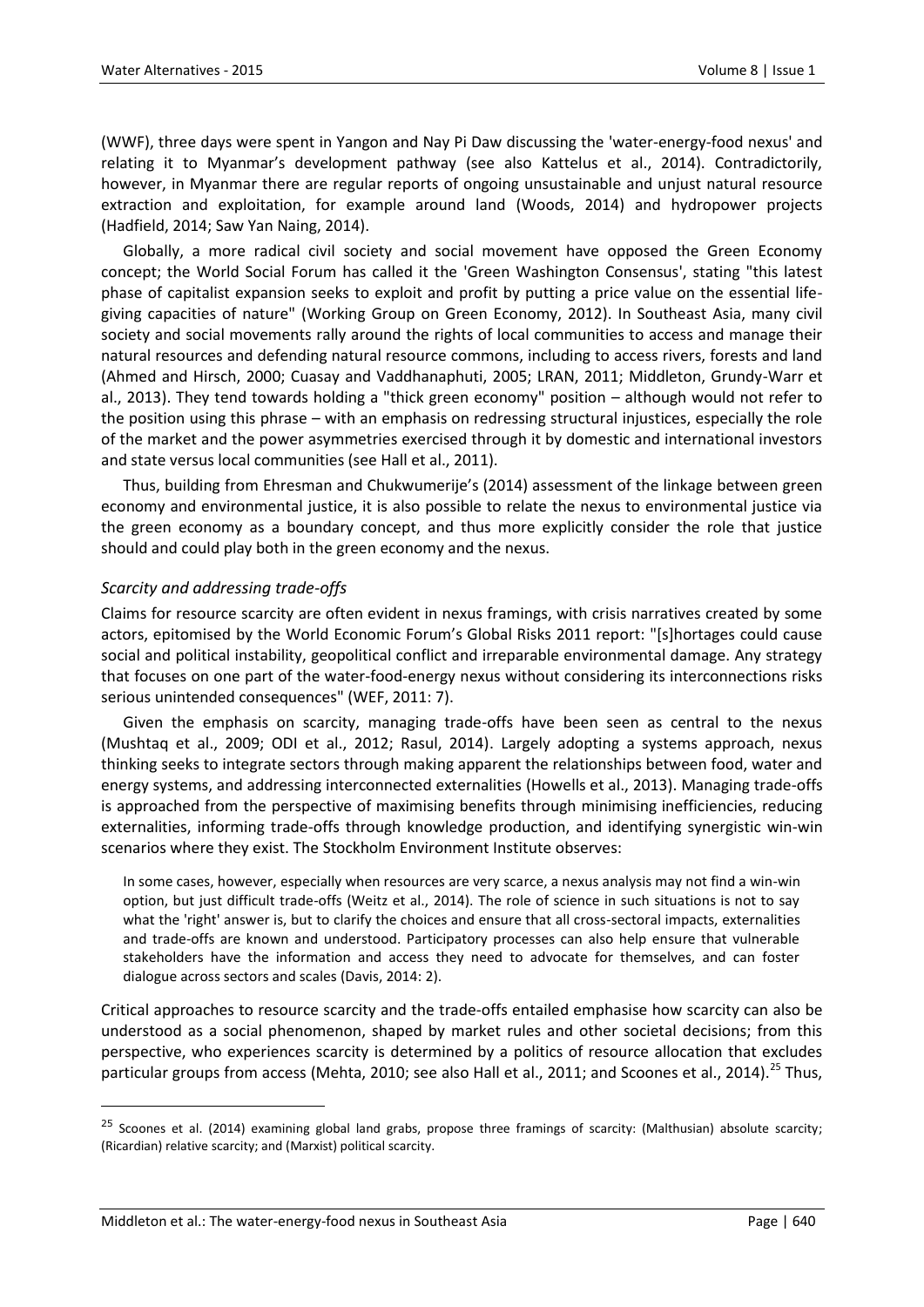(WWF), three days were spent in Yangon and Nay Pi Daw discussing the 'water-energy-food nexus' and relating it to Myanmar's development pathway (see also Kattelus et al., 2014). Contradictorily, however, in Myanmar there are regular reports of ongoing unsustainable and unjust natural resource extraction and exploitation, for example around land (Woods, 2014) and hydropower projects (Hadfield, 2014; Saw Yan Naing, 2014).

Globally, a more radical civil society and social movement have opposed the Green Economy concept; the World Social Forum has called it the 'Green Washington Consensus', stating "this latest phase of capitalist expansion seeks to exploit and profit by putting a price value on the essential life-giving capacities of nature" (Working Group on Green Economy, 2012). In Southeast Asia, many civil society and social movements rally around the rights of local communities to access and manage their natural resources and defending natural resource commons, including to access rivers, forests and land (Ahmed and Hirsch, 2000; Cuasay and Vaddhanaphuti, 2005; LRAN, 2011; Middleton, Grundy-Warr et al., 2013). They tend towards holding a "thick green economy" position – although would not refer to the position using this phrase – with an emphasis on redressing structural injustices, especially the role of the market and the power asymmetries exercised through it by domestic and international investors and state versus local communities (see Hall et al., 2011).

Thus, building from Ehresman and Chukwumerije's (2014) assessment of the linkage between green economy and environmental justice, it is also possible to relate the nexus to environmental justice via the green economy as a boundary concept, and thus more explicitly consider the role that justice should and could play both in the green economy and the nexus.

### *Scarcity and addressing trade-offs*

Claims for resource scarcity are often evident in nexus framings, with crisis narratives created by some actors, epitomised by the World Economic Forum's Global Risks 2011 report: "[s]hortages could cause social and political instability, geopolitical conflict and irreparable environmental damage. Any strategy that focuses on one part of the water-food-energy nexus without considering its interconnections risks serious unintended consequences" (WEF, 2011: 7).

Given the emphasis on scarcity, managing trade-offs have been seen as central to the nexus (Mushtaq et al., 2009; ODI et al., 2012; Rasul, 2014). Largely adopting a systems approach, nexus thinking seeks to integrate sectors through making apparent the relationships between food, water and energy systems, and addressing interconnected externalities (Howells et al., 2013). Managing trade-offs is approached from the perspective of maximising benefits through minimising inefficiencies, reducing externalities, informing trade-offs through knowledge production, and identifying synergistic win-win scenarios where they exist. The Stockholm Environment Institute observes:

> In some cases, however, especially when resources are very scarce, a nexus analysis may not find a win-win option, but just difficult trade-offs (Weitz et al., 2014). The role of science in such situations is not to say what the 'right' answer is, but to clarify the choices and ensure that all cross-sectoral impacts, externalities and trade-offs are known and understood. Participatory processes can also help ensure that vulnerable stakeholders have the information and access they need to advocate for themselves, and can foster dialogue across sectors and scales (Davis, 2014: 2).

Critical approaches to resource scarcity and the trade-offs entailed emphasise how scarcity can also be understood as a social phenomenon, shaped by market rules and other societal decisions; from this perspective, who experiences scarcity is determined by a politics of resource allocation that excludes particular groups from access (Mehta, 2010; see also Hall et al., 2011; and Scoones et al., 2014).[25] Thus,

[25] Scoones et al. (2014) examining global land grabs, propose three framings of scarcity: (Malthusian) absolute scarcity; (Ricardian) relative scarcity; and (Marxist) political scarcity.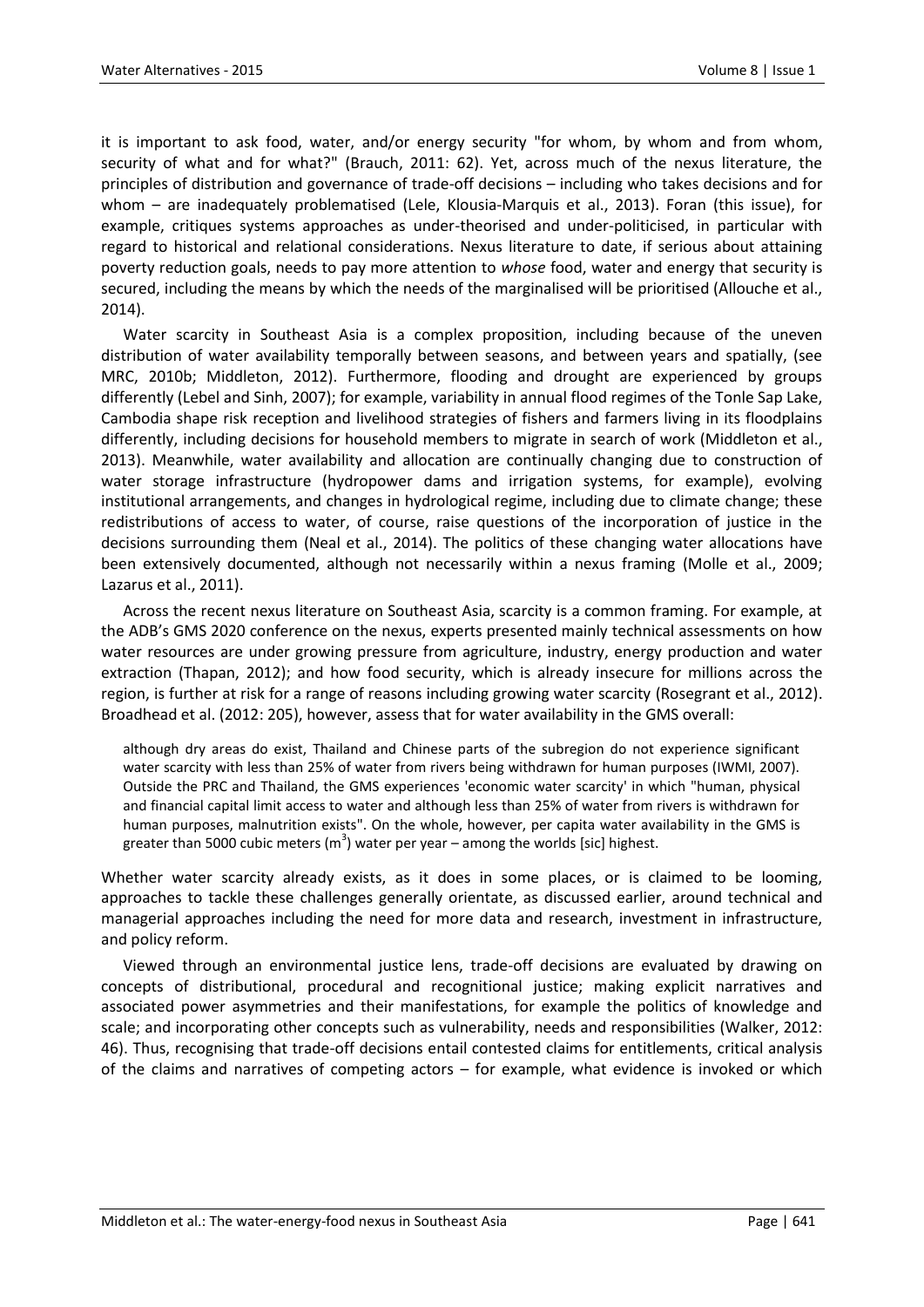it is important to ask food, water, and/or energy security "for whom, by whom and from whom, security of what and for what?" (Brauch, 2011: 62). Yet, across much of the nexus literature, the principles of distribution and governance of trade-off decisions – including who takes decisions and for whom – are inadequately problematised (Lele, Klousia-Marquis et al., 2013). Foran (this issue), for example, critiques systems approaches as under-theorised and under-politicised, in particular with regard to historical and relational considerations. Nexus literature to date, if serious about attaining poverty reduction goals, needs to pay more attention to *whose* food, water and energy that security is secured, including the means by which the needs of the marginalised will be prioritised (Allouche et al., 2014).

Water scarcity in Southeast Asia is a complex proposition, including because of the uneven distribution of water availability temporally between seasons, and between years and spatially, (see MRC, 2010b; Middleton, 2012). Furthermore, flooding and drought are experienced by groups differently (Lebel and Sinh, 2007); for example, variability in annual flood regimes of the Tonle Sap Lake, Cambodia shape risk reception and livelihood strategies of fishers and farmers living in its floodplains differently, including decisions for household members to migrate in search of work (Middleton et al., 2013). Meanwhile, water availability and allocation are continually changing due to construction of water storage infrastructure (hydropower dams and irrigation systems, for example), evolving institutional arrangements, and changes in hydrological regime, including due to climate change; these redistributions of access to water, of course, raise questions of the incorporation of justice in the decisions surrounding them (Neal et al., 2014). The politics of these changing water allocations have been extensively documented, although not necessarily within a nexus framing (Molle et al., 2009; Lazarus et al., 2011).

Across the recent nexus literature on Southeast Asia, scarcity is a common framing. For example, at the ADB's GMS 2020 conference on the nexus, experts presented mainly technical assessments on how water resources are under growing pressure from agriculture, industry, energy production and water extraction (Thapan, 2012); and how food security, which is already insecure for millions across the region, is further at risk for a range of reasons including growing water scarcity (Rosegrant et al., 2012). Broadhead et al. (2012: 205), however, assess that for water availability in the GMS overall:

> although dry areas do exist, Thailand and Chinese parts of the subregion do not experience significant water scarcity with less than 25% of water from rivers being withdrawn for human purposes (IWMI, 2007). Outside the PRC and Thailand, the GMS experiences 'economic water scarcity' in which "human, physical and financial capital limit access to water and although less than 25% of water from rivers is withdrawn for human purposes, malnutrition exists". On the whole, however, per capita water availability in the GMS is greater than 5000 cubic meters ($m^3$) water per year – among the worlds [sic] highest.

Whether water scarcity already exists, as it does in some places, or is claimed to be looming, approaches to tackle these challenges generally orientate, as discussed earlier, around technical and managerial approaches including the need for more data and research, investment in infrastructure, and policy reform.

Viewed through an environmental justice lens, trade-off decisions are evaluated by drawing on concepts of distributional, procedural and recognitional justice; making explicit narratives and associated power asymmetries and their manifestations, for example the politics of knowledge and scale; and incorporating other concepts such as vulnerability, needs and responsibilities (Walker, 2012: 46). Thus, recognising that trade-off decisions entail contested claims for entitlements, critical analysis of the claims and narratives of competing actors – for example, what evidence is invoked or which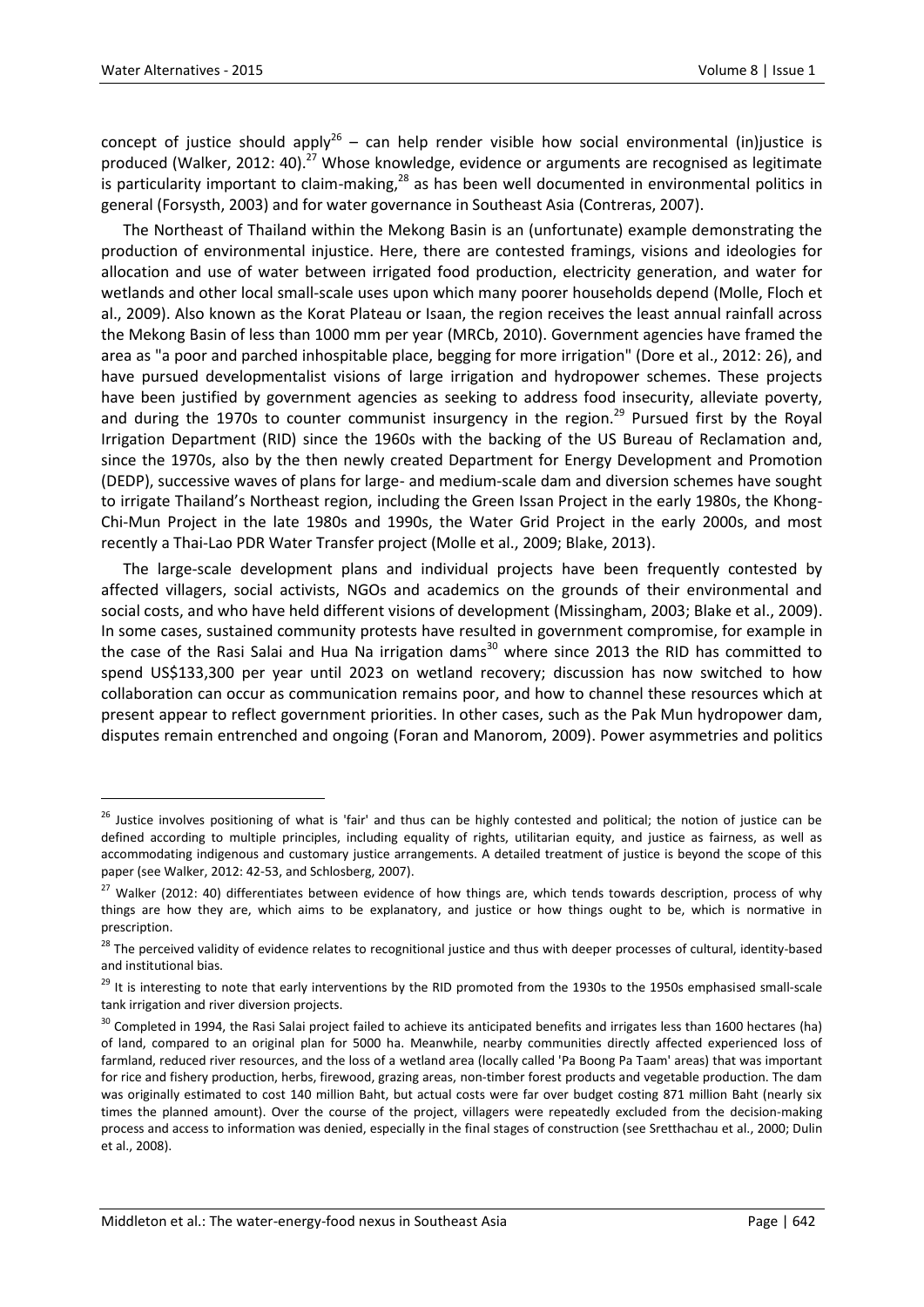concept of justice should apply[26] – can help render visible how social environmental (in)justice is produced (Walker, 2012: 40).[27] Whose knowledge, evidence or arguments are recognised as legitimate is particularity important to claim-making,[28] as has been well documented in environmental politics in general (Forsysth, 2003) and for water governance in Southeast Asia (Contreras, 2007).

The Northeast of Thailand within the Mekong Basin is an (unfortunate) example demonstrating the production of environmental injustice. Here, there are contested framings, visions and ideologies for allocation and use of water between irrigated food production, electricity generation, and water for wetlands and other local small-scale uses upon which many poorer households depend (Molle, Floch et al., 2009). Also known as the Korat Plateau or Isaan, the region receives the least annual rainfall across the Mekong Basin of less than 1000 mm per year (MRCb, 2010). Government agencies have framed the area as "a poor and parched inhospitable place, begging for more irrigation" (Dore et al., 2012: 26), and have pursued developmentalist visions of large irrigation and hydropower schemes. These projects have been justified by government agencies as seeking to address food insecurity, alleviate poverty, and during the 1970s to counter communist insurgency in the region.[29] Pursued first by the Royal Irrigation Department (RID) since the 1960s with the backing of the US Bureau of Reclamation and, since the 1970s, also by the then newly created Department for Energy Development and Promotion (DEDP), successive waves of plans for large- and medium-scale dam and diversion schemes have sought to irrigate Thailand's Northeast region, including the Green Issan Project in the early 1980s, the Khong-Chi-Mun Project in the late 1980s and 1990s, the Water Grid Project in the early 2000s, and most recently a Thai-Lao PDR Water Transfer project (Molle et al., 2009; Blake, 2013).

The large-scale development plans and individual projects have been frequently contested by affected villagers, social activists, NGOs and academics on the grounds of their environmental and social costs, and who have held different visions of development (Missingham, 2003; Blake et al., 2009). In some cases, sustained community protests have resulted in government compromise, for example in the case of the Rasi Salai and Hua Na irrigation dams[30] where since 2013 the RID has committed to spend US$133,300 per year until 2023 on wetland recovery; discussion has now switched to how collaboration can occur as communication remains poor, and how to channel these resources which at present appear to reflect government priorities. In other cases, such as the Pak Mun hydropower dam, disputes remain entrenched and ongoing (Foran and Manorom, 2009). Power asymmetries and politics

---

[26] Justice involves positioning of what is 'fair' and thus can be highly contested and political; the notion of justice can be defined according to multiple principles, including equality of rights, utilitarian equity, and justice as fairness, as well as accommodating indigenous and customary justice arrangements. A detailed treatment of justice is beyond the scope of this paper (see Walker, 2012: 42-53, and Schlosberg, 2007).

[27] Walker (2012: 40) differentiates between evidence of how things are, which tends towards description, process of why things are how they are, which aims to be explanatory, and justice or how things ought to be, which is normative in prescription.

[28] The perceived validity of evidence relates to recognitional justice and thus with deeper processes of cultural, identity-based and institutional bias.

[29] It is interesting to note that early interventions by the RID promoted from the 1930s to the 1950s emphasised small-scale tank irrigation and river diversion projects.

[30] Completed in 1994, the Rasi Salai project failed to achieve its anticipated benefits and irrigates less than 1600 hectares (ha) of land, compared to an original plan for 5000 ha. Meanwhile, nearby communities directly affected experienced loss of farmland, reduced river resources, and the loss of a wetland area (locally called 'Pa Boong Pa Taam' areas) that was important for rice and fishery production, herbs, firewood, grazing areas, non-timber forest products and vegetable production. The dam was originally estimated to cost 140 million Baht, but actual costs were far over budget costing 871 million Baht (nearly six times the planned amount). Over the course of the project, villagers were repeatedly excluded from the decision-making process and access to information was denied, especially in the final stages of construction (see Sretthachau et al., 2000; Dulin et al., 2008).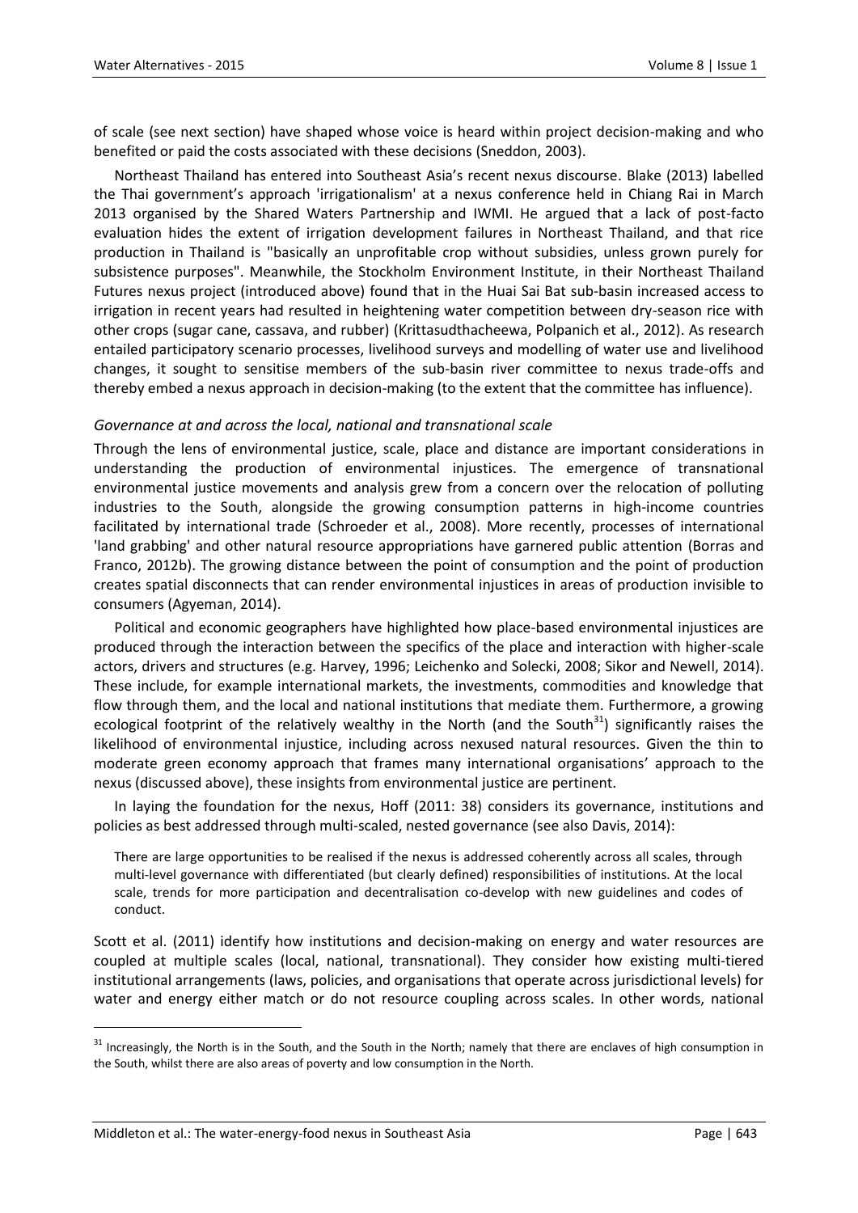of scale (see next section) have shaped whose voice is heard within project decision-making and who benefited or paid the costs associated with these decisions (Sneddon, 2003).

Northeast Thailand has entered into Southeast Asia's recent nexus discourse. Blake (2013) labelled the Thai government's approach 'irrigationalism' at a nexus conference held in Chiang Rai in March 2013 organised by the Shared Waters Partnership and IWMI. He argued that a lack of post-facto evaluation hides the extent of irrigation development failures in Northeast Thailand, and that rice production in Thailand is "basically an unprofitable crop without subsidies, unless grown purely for subsistence purposes". Meanwhile, the Stockholm Environment Institute, in their Northeast Thailand Futures nexus project (introduced above) found that in the Huai Sai Bat sub-basin increased access to irrigation in recent years had resulted in heightening water competition between dry-season rice with other crops (sugar cane, cassava, and rubber) (Krittasudthacheewa, Polpanich et al., 2012). As research entailed participatory scenario processes, livelihood surveys and modelling of water use and livelihood changes, it sought to sensitise members of the sub-basin river committee to nexus trade-offs and thereby embed a nexus approach in decision-making (to the extent that the committee has influence).

### *Governance at and across the local, national and transnational scale*

Through the lens of environmental justice, scale, place and distance are important considerations in understanding the production of environmental injustices. The emergence of transnational environmental justice movements and analysis grew from a concern over the relocation of polluting industries to the South, alongside the growing consumption patterns in high-income countries facilitated by international trade (Schroeder et al., 2008). More recently, processes of international 'land grabbing' and other natural resource appropriations have garnered public attention (Borras and Franco, 2012b). The growing distance between the point of consumption and the point of production creates spatial disconnects that can render environmental injustices in areas of production invisible to consumers (Agyeman, 2014).

Political and economic geographers have highlighted how place-based environmental injustices are produced through the interaction between the specifics of the place and interaction with higher-scale actors, drivers and structures (e.g. Harvey, 1996; Leichenko and Solecki, 2008; Sikor and Newell, 2014). These include, for example international markets, the investments, commodities and knowledge that flow through them, and the local and national institutions that mediate them. Furthermore, a growing ecological footprint of the relatively wealthy in the North (and the South[31]) significantly raises the likelihood of environmental injustice, including across nexused natural resources. Given the thin to moderate green economy approach that frames many international organisations' approach to the nexus (discussed above), these insights from environmental justice are pertinent.

In laying the foundation for the nexus, Hoff (2011: 38) considers its governance, institutions and policies as best addressed through multi-scaled, nested governance (see also Davis, 2014):

> There are large opportunities to be realised if the nexus is addressed coherently across all scales, through multi-level governance with differentiated (but clearly defined) responsibilities of institutions. At the local scale, trends for more participation and decentralisation co-develop with new guidelines and codes of conduct.

Scott et al. (2011) identify how institutions and decision-making on energy and water resources are coupled at multiple scales (local, national, transnational). They consider how existing multi-tiered institutional arrangements (laws, policies, and organisations that operate across jurisdictional levels) for water and energy either match or do not resource coupling across scales. In other words, national

---

[31] Increasingly, the North is in the South, and the South in the North; namely that there are enclaves of high consumption in the South, whilst there are also areas of poverty and low consumption in the North.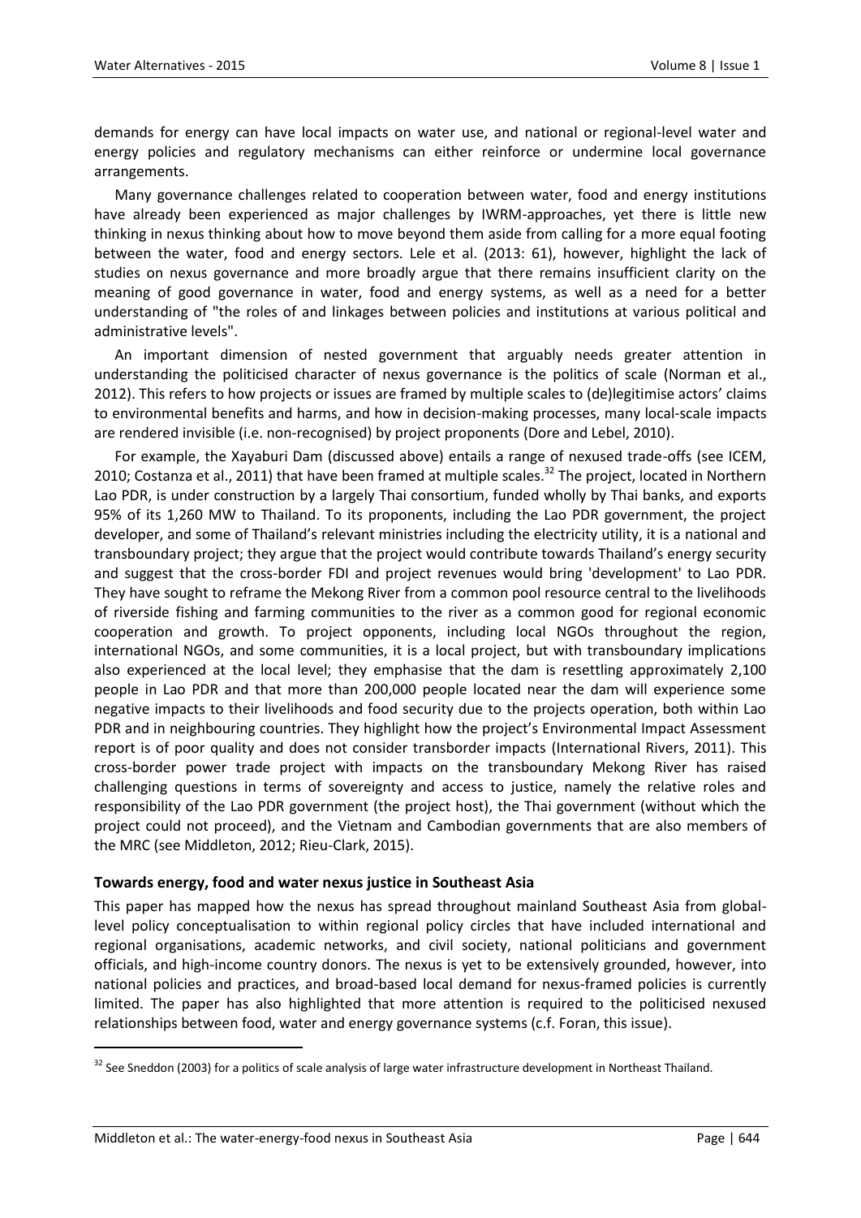demands for energy can have local impacts on water use, and national or regional-level water and energy policies and regulatory mechanisms can either reinforce or undermine local governance arrangements.

Many governance challenges related to cooperation between water, food and energy institutions have already been experienced as major challenges by IWRM-approaches, yet there is little new thinking in nexus thinking about how to move beyond them aside from calling for a more equal footing between the water, food and energy sectors. Lele et al. (2013: 61), however, highlight the lack of studies on nexus governance and more broadly argue that there remains insufficient clarity on the meaning of good governance in water, food and energy systems, as well as a need for a better understanding of "the roles of and linkages between policies and institutions at various political and administrative levels".

An important dimension of nested government that arguably needs greater attention in understanding the politicised character of nexus governance is the politics of scale (Norman et al., 2012). This refers to how projects or issues are framed by multiple scales to (de)legitimise actors' claims to environmental benefits and harms, and how in decision-making processes, many local-scale impacts are rendered invisible (i.e. non-recognised) by project proponents (Dore and Lebel, 2010).

For example, the Xayaburi Dam (discussed above) entails a range of nexused trade-offs (see ICEM, 2010; Costanza et al., 2011) that have been framed at multiple scales.[32] The project, located in Northern Lao PDR, is under construction by a largely Thai consortium, funded wholly by Thai banks, and exports 95% of its 1,260 MW to Thailand. To its proponents, including the Lao PDR government, the project developer, and some of Thailand's relevant ministries including the electricity utility, it is a national and transboundary project; they argue that the project would contribute towards Thailand's energy security and suggest that the cross-border FDI and project revenues would bring 'development' to Lao PDR. They have sought to reframe the Mekong River from a common pool resource central to the livelihoods of riverside fishing and farming communities to the river as a common good for regional economic cooperation and growth. To project opponents, including local NGOs throughout the region, international NGOs, and some communities, it is a local project, but with transboundary implications also experienced at the local level; they emphasise that the dam is resettling approximately 2,100 people in Lao PDR and that more than 200,000 people located near the dam will experience some negative impacts to their livelihoods and food security due to the projects operation, both within Lao PDR and in neighbouring countries. They highlight how the project's Environmental Impact Assessment report is of poor quality and does not consider transborder impacts (International Rivers, 2011). This cross-border power trade project with impacts on the transboundary Mekong River has raised challenging questions in terms of sovereignty and access to justice, namely the relative roles and responsibility of the Lao PDR government (the project host), the Thai government (without which the project could not proceed), and the Vietnam and Cambodian governments that are also members of the MRC (see Middleton, 2012; Rieu-Clark, 2015).

### Towards energy, food and water nexus justice in Southeast Asia

This paper has mapped how the nexus has spread throughout mainland Southeast Asia from global-level policy conceptualisation to within regional policy circles that have included international and regional organisations, academic networks, and civil society, national politicians and government officials, and high-income country donors. The nexus is yet to be extensively grounded, however, into national policies and practices, and broad-based local demand for nexus-framed policies is currently limited. The paper has also highlighted that more attention is required to the politicised nexused relationships between food, water and energy governance systems (c.f. Foran, this issue).

---

[32] See Sneddon (2003) for a politics of scale analysis of large water infrastructure development in Northeast Thailand.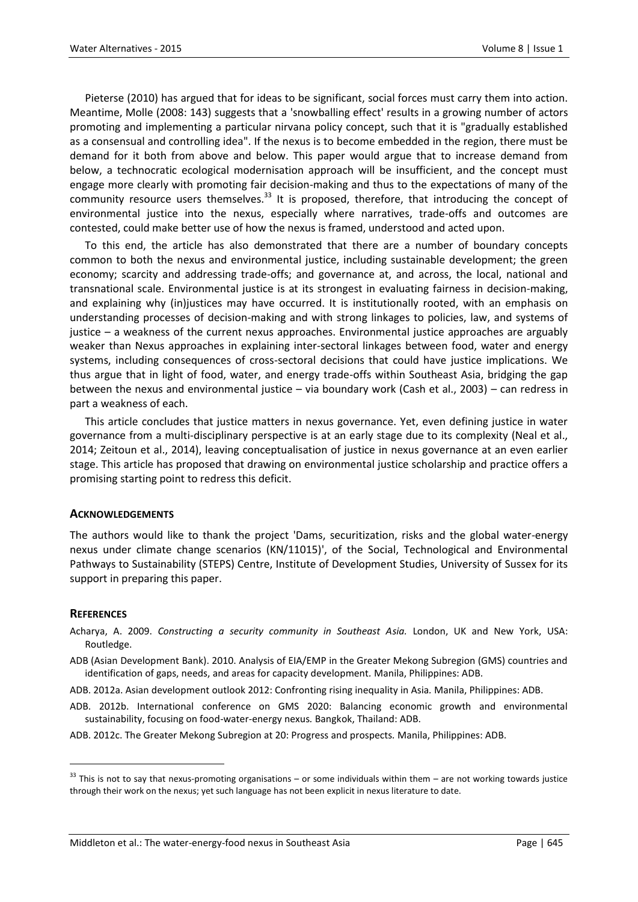Pieterse (2010) has argued that for ideas to be significant, social forces must carry them into action. Meantime, Molle (2008: 143) suggests that a 'snowballing effect' results in a growing number of actors promoting and implementing a particular nirvana policy concept, such that it is "gradually established as a consensual and controlling idea". If the nexus is to become embedded in the region, there must be demand for it both from above and below. This paper would argue that to increase demand from below, a technocratic ecological modernisation approach will be insufficient, and the concept must engage more clearly with promoting fair decision-making and thus to the expectations of many of the community resource users themselves.[33] It is proposed, therefore, that introducing the concept of environmental justice into the nexus, especially where narratives, trade-offs and outcomes are contested, could make better use of how the nexus is framed, understood and acted upon.

To this end, the article has also demonstrated that there are a number of boundary concepts common to both the nexus and environmental justice, including sustainable development; the green economy; scarcity and addressing trade-offs; and governance at, and across, the local, national and transnational scale. Environmental justice is at its strongest in evaluating fairness in decision-making, and explaining why (in)justices may have occurred. It is institutionally rooted, with an emphasis on understanding processes of decision-making and with strong linkages to policies, law, and systems of justice – a weakness of the current nexus approaches. Environmental justice approaches are arguably weaker than Nexus approaches in explaining inter-sectoral linkages between food, water and energy systems, including consequences of cross-sectoral decisions that could have justice implications. We thus argue that in light of food, water, and energy trade-offs within Southeast Asia, bridging the gap between the nexus and environmental justice – via boundary work (Cash et al., 2003) – can redress in part a weakness of each.

This article concludes that justice matters in nexus governance. Yet, even defining justice in water governance from a multi-disciplinary perspective is at an early stage due to its complexity (Neal et al., 2014; Zeitoun et al., 2014), leaving conceptualisation of justice in nexus governance at an even earlier stage. This article has proposed that drawing on environmental justice scholarship and practice offers a promising starting point to redress this deficit.

## ACKNOWLEDGEMENTS

The authors would like to thank the project 'Dams, securitization, risks and the global water-energy nexus under climate change scenarios (KN/11015)', of the Social, Technological and Environmental Pathways to Sustainability (STEPS) Centre, Institute of Development Studies, University of Sussex for its support in preparing this paper.

## REFERENCES

Acharya, A. 2009. *Constructing a security community in Southeast Asia.* London, UK and New York, USA: Routledge.

ADB (Asian Development Bank). 2010. Analysis of EIA/EMP in the Greater Mekong Subregion (GMS) countries and identification of gaps, needs, and areas for capacity development. Manila, Philippines: ADB.

ADB. 2012a. Asian development outlook 2012: Confronting rising inequality in Asia. Manila, Philippines: ADB.

ADB. 2012b. International conference on GMS 2020: Balancing economic growth and environmental sustainability, focusing on food-water-energy nexus. Bangkok, Thailand: ADB.

ADB. 2012c. The Greater Mekong Subregion at 20: Progress and prospects. Manila, Philippines: ADB.

[33] This is not to say that nexus-promoting organisations – or some individuals within them – are not working towards justice through their work on the nexus; yet such language has not been explicit in nexus literature to date.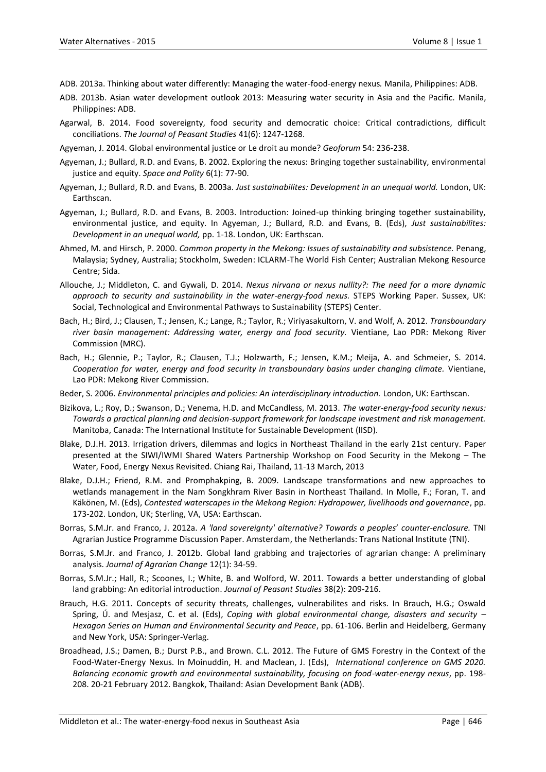ADB. 2013a. Thinking about water differently: Managing the water-food-energy nexus*.* Manila, Philippines: ADB.

ADB. 2013b. Asian water development outlook 2013: Measuring water security in Asia and the Pacific. Manila, Philippines: ADB.

Agarwal, B. 2014. Food sovereignty, food security and democratic choice: Critical contradictions, difficult conciliations. *The Journal of Peasant Studies* 41(6): 1247-1268.

Agyeman, J. 2014. Global environmental justice or Le droit au monde? *Geoforum* 54: 236-238.

Agyeman, J.; Bullard, R.D. and Evans, B. 2002. Exploring the nexus: Bringing together sustainability, environmental justice and equity. *Space and Polity* 6(1): 77-90.

Agyeman, J.; Bullard, R.D. and Evans, B. 2003a. *Just sustainabilites: Development in an unequal world.* London, UK: Earthscan.

Agyeman, J.; Bullard, R.D. and Evans, B. 2003. Introduction: Joined-up thinking bringing together sustainability, environmental justice, and equity. In Agyeman, J.; Bullard, R.D. and Evans, B. (Eds), *Just sustainabilites: Development in an unequal world,* pp. 1-18. London, UK: Earthscan.

Ahmed, M. and Hirsch, P. 2000. *Common property in the Mekong: Issues of sustainability and subsistence.* Penang, Malaysia; Sydney, Australia; Stockholm, Sweden: ICLARM-The World Fish Center; Australian Mekong Resource Centre; Sida.

Allouche, J.; Middleton, C. and Gywali, D. 2014. *Nexus nirvana or nexus nullity?: The need for a more dynamic approach to security and sustainability in the water-energy-food nexus.* STEPS Working Paper. Sussex, UK: Social, Technological and Environmental Pathways to Sustainability (STEPS) Center.

Bach, H.; Bird, J.; Clausen, T.; Jensen, K.; Lange, R.; Taylor, R.; Viriyasakultorn, V. and Wolf, A. 2012. *Transboundary river basin management: Addressing water, energy and food security.* Vientiane, Lao PDR: Mekong River Commission (MRC).

Bach, H.; Glennie, P.; Taylor, R.; Clausen, T.J.; Holzwarth, F.; Jensen, K.M.; Meija, A. and Schmeier, S. 2014. *Cooperation for water, energy and food security in transboundary basins under changing climate.* Vientiane, Lao PDR: Mekong River Commission.

Beder, S. 2006. *Environmental principles and policies: An interdisciplinary introduction.* London, UK: Earthscan.

Bizikova, L.; Roy, D.; Swanson, D.; Venema, H.D. and McCandless, M. 2013. *The water-energy-food security nexus: Towards a practical planning and decision-support framework for landscape investment and risk management.* Manitoba, Canada: The International Institute for Sustainable Development (IISD).

Blake, D.J.H. 2013. Irrigation drivers, dilemmas and logics in Northeast Thailand in the early 21st century. Paper presented at the SIWI/IWMI Shared Waters Partnership Workshop on Food Security in the Mekong – The Water, Food, Energy Nexus Revisited. Chiang Rai, Thailand, 11-13 March, 2013

Blake, D.J.H.; Friend, R.M. and Promphakping, B. 2009. Landscape transformations and new approaches to wetlands management in the Nam Songkhram River Basin in Northeast Thailand. In Molle, F.; Foran, T. and Käkönen, M. (Eds), *Contested waterscapes in the Mekong Region: Hydropower, livelihoods and governance*, pp. 173-202. London, UK; Sterling, VA, USA: Earthscan.

Borras, S.M.Jr. and Franco, J. 2012a. *A 'land sovereignty' alternative? Towards a peoples' counter-enclosure.* TNI Agrarian Justice Programme Discussion Paper. Amsterdam, the Netherlands: Trans National Institute (TNI).

Borras, S.M.Jr. and Franco, J. 2012b. Global land grabbing and trajectories of agrarian change: A preliminary analysis. *Journal of Agrarian Change* 12(1): 34-59.

Borras, S.M.Jr.; Hall, R.; Scoones, I.; White, B. and Wolford, W. 2011. Towards a better understanding of global land grabbing: An editorial introduction. *Journal of Peasant Studies* 38(2): 209-216.

Brauch, H.G. 2011. Concepts of security threats, challenges, vulnerabilites and risks. In Brauch, H.G.; Oswald Spring, Ú. and Mesjasz, C. et al. (Eds), *Coping with global environmental change, disasters and security – Hexagon Series on Human and Environmental Security and Peace*, pp. 61-106. Berlin and Heidelberg, Germany and New York, USA: Springer-Verlag.

Broadhead, J.S.; Damen, B.; Durst P.B., and Brown. C.L. 2012. The Future of GMS Forestry in the Context of the Food-Water-Energy Nexus. In Moinuddin, H. and Maclean, J. (Eds), *International conference on GMS 2020. Balancing economic growth and environmental sustainability, focusing on food-water-energy nexus*, pp. 198-208. 20-21 February 2012. Bangkok, Thailand: Asian Development Bank (ADB).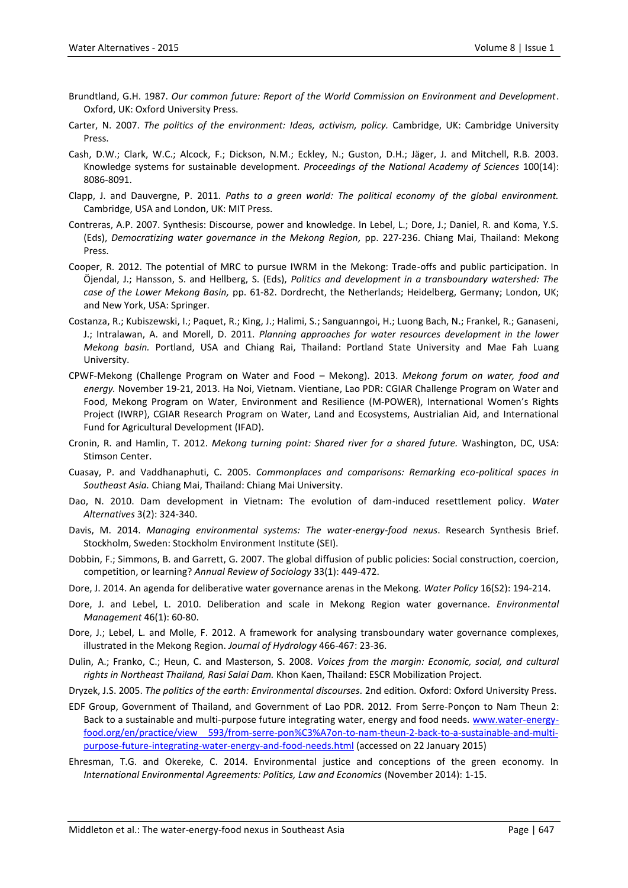Brundtland, G.H. 1987. *Our common future: Report of the World Commission on Environment and Development*. Oxford, UK: Oxford University Press.

Carter, N. 2007. *The politics of the environment: Ideas, activism, policy.* Cambridge, UK: Cambridge University Press.

Cash, D.W.; Clark, W.C.; Alcock, F.; Dickson, N.M.; Eckley, N.; Guston, D.H.; Jäger, J. and Mitchell, R.B. 2003. Knowledge systems for sustainable development. *Proceedings of the National Academy of Sciences* 100(14): 8086-8091.

Clapp, J. and Dauvergne, P. 2011. *Paths to a green world: The political economy of the global environment.* Cambridge, USA and London, UK: MIT Press.

Contreras, A.P. 2007. Synthesis: Discourse, power and knowledge. In Lebel, L.; Dore, J.; Daniel, R. and Koma, Y.S. (Eds), *Democratizing water governance in the Mekong Region,* pp. 227-236. Chiang Mai, Thailand: Mekong Press.

Cooper, R. 2012. The potential of MRC to pursue IWRM in the Mekong: Trade-offs and public participation. In Öjendal, J.; Hansson, S. and Hellberg, S. (Eds), *Politics and development in a transboundary watershed: The case of the Lower Mekong Basin,* pp. 61-82. Dordrecht, the Netherlands; Heidelberg, Germany; London, UK; and New York, USA: Springer.

Costanza, R.; Kubiszewski, I.; Paquet, R.; King, J.; Halimi, S.; Sanguanngoi, H.; Luong Bach, N.; Frankel, R.; Ganaseni, J.; Intralawan, A. and Morell, D. 2011. *Planning approaches for water resources development in the lower Mekong basin.* Portland, USA and Chiang Rai, Thailand: Portland State University and Mae Fah Luang University.

CPWF-Mekong (Challenge Program on Water and Food – Mekong). 2013. *Mekong forum on water, food and energy.* November 19-21, 2013. Ha Noi, Vietnam. Vientiane, Lao PDR: CGIAR Challenge Program on Water and Food, Mekong Program on Water, Environment and Resilience (M-POWER), International Women's Rights Project (IWRP), CGIAR Research Program on Water, Land and Ecosystems, Australian Aid, and International Fund for Agricultural Development (IFAD).

Cronin, R. and Hamlin, T. 2012. *Mekong turning point: Shared river for a shared future.* Washington, DC, USA: Stimson Center.

Cuasay, P. and Vaddhanaphuti, C. 2005. *Commonplaces and comparisons: Remarking eco-political spaces in Southeast Asia.* Chiang Mai, Thailand: Chiang Mai University.

Dao, N. 2010. Dam development in Vietnam: The evolution of dam-induced resettlement policy. *Water Alternatives* 3(2): 324-340.

Davis, M. 2014. *Managing environmental systems: The water-energy-food nexus*. Research Synthesis Brief. Stockholm, Sweden: Stockholm Environment Institute (SEI).

Dobbin, F.; Simmons, B. and Garrett, G. 2007. The global diffusion of public policies: Social construction, coercion, competition, or learning? *Annual Review of Sociology* 33(1): 449-472.

Dore, J. 2014. An agenda for deliberative water governance arenas in the Mekong. *Water Policy* 16(S2): 194-214.

Dore, J. and Lebel, L. 2010. Deliberation and scale in Mekong Region water governance. *Environmental Management* 46(1): 60-80.

Dore, J.; Lebel, L. and Molle, F. 2012. A framework for analysing transboundary water governance complexes, illustrated in the Mekong Region. *Journal of Hydrology* 466-467: 23-36.

Dulin, A.; Franko, C.; Heun, C. and Masterson, S. 2008. *Voices from the margin: Economic, social, and cultural rights in Northeast Thailand, Rasi Salai Dam.* Khon Kaen, Thailand: ESCR Mobilization Project.

Dryzek, J.S. 2005. *The politics of the earth: Environmental discourses.* 2nd edition. Oxford: Oxford University Press.

EDF Group, Government of Thailand, and Government of Lao PDR. 2012. From Serre-Ponçon to Nam Theun 2: Back to a sustainable and multi-purpose future integrating water, energy and food needs. www.water-energy-food.org/en/practice/view__593/from-serre-pon%C3%A7on-to-nam-theun-2-back-to-a-sustainable-and-multi-purpose-future-integrating-water-energy-and-food-needs.html (accessed on 22 January 2015)

Ehresman, T.G. and Okereke, C. 2014. Environmental justice and conceptions of the green economy. In *International Environmental Agreements: Politics, Law and Economics* (November 2014): 1-15.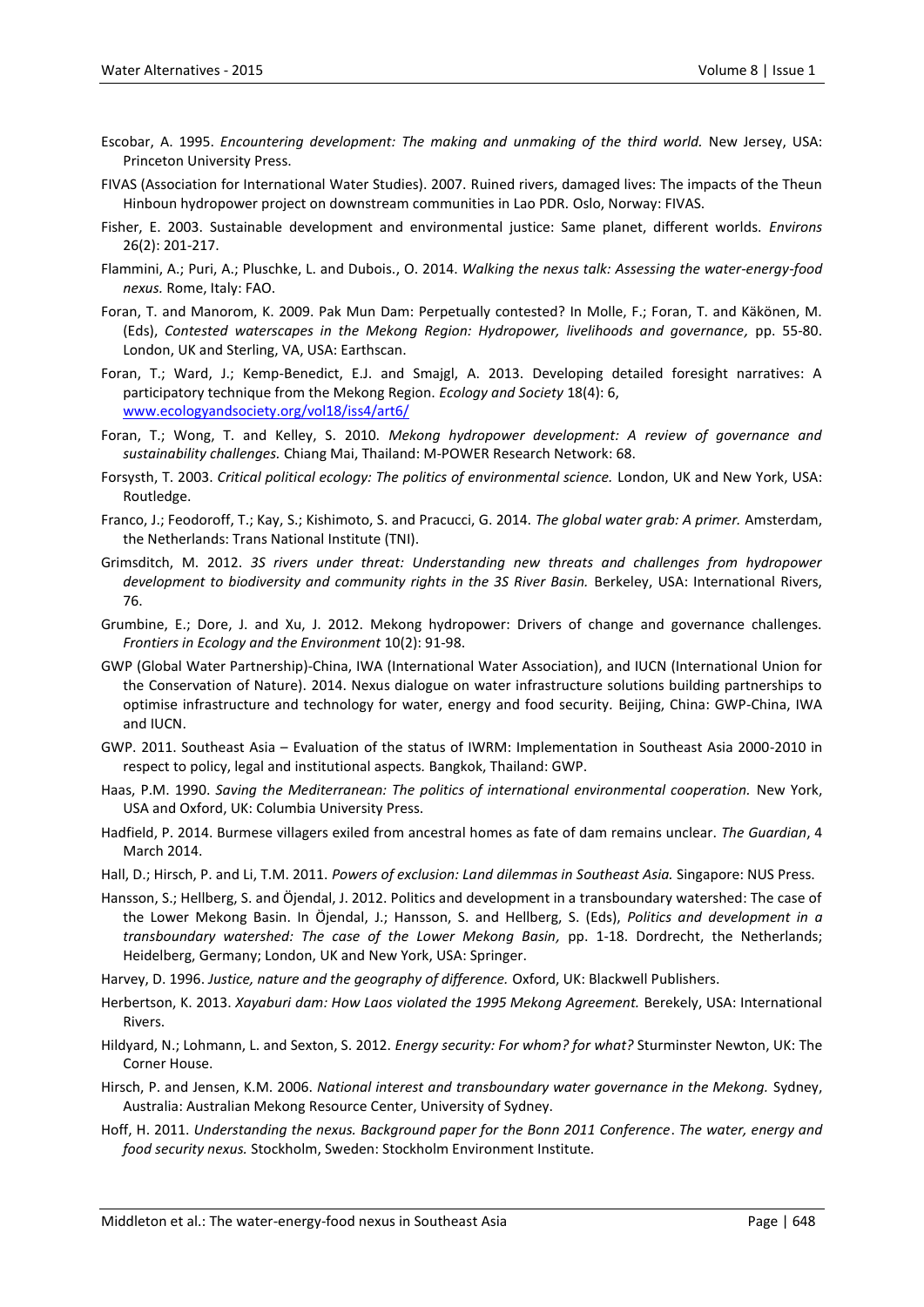Escobar, A. 1995. *Encountering development: The making and unmaking of the third world.* New Jersey, USA: Princeton University Press.

FIVAS (Association for International Water Studies). 2007. Ruined rivers, damaged lives: The impacts of the Theun Hinboun hydropower project on downstream communities in Lao PDR. Oslo, Norway: FIVAS.

Fisher, E. 2003. Sustainable development and environmental justice: Same planet, different worlds. *Environs* 26(2): 201-217.

Flammini, A.; Puri, A.; Pluschke, L. and Dubois., O. 2014. *Walking the nexus talk: Assessing the water-energy-food nexus.* Rome, Italy: FAO.

Foran, T. and Manorom, K. 2009. Pak Mun Dam: Perpetually contested? In Molle, F.; Foran, T. and Käkönen, M. (Eds), *Contested waterscapes in the Mekong Region: Hydropower, livelihoods and governance,* pp. 55-80. London, UK and Sterling, VA, USA: Earthscan.

Foran, T.; Ward, J.; Kemp-Benedict, E.J. and Smajgl, A. 2013. Developing detailed foresight narratives: A participatory technique from the Mekong Region. *Ecology and Society* 18(4): 6, www.ecologyandsociety.org/vol18/iss4/art6/

Foran, T.; Wong, T. and Kelley, S. 2010. *Mekong hydropower development: A review of governance and sustainability challenges.* Chiang Mai, Thailand: M-POWER Research Network: 68.

Forsysth, T. 2003. *Critical political ecology: The politics of environmental science.* London, UK and New York, USA: Routledge.

Franco, J.; Feodoroff, T.; Kay, S.; Kishimoto, S. and Pracucci, G. 2014. *The global water grab: A primer.* Amsterdam, the Netherlands: Trans National Institute (TNI).

Grimsditch, M. 2012. *3S rivers under threat: Understanding new threats and challenges from hydropower development to biodiversity and community rights in the 3S River Basin.* Berkeley, USA: International Rivers, 76.

Grumbine, E.; Dore, J. and Xu, J. 2012. Mekong hydropower: Drivers of change and governance challenges. *Frontiers in Ecology and the Environment* 10(2): 91-98.

GWP (Global Water Partnership)-China, IWA (International Water Association), and IUCN (International Union for the Conservation of Nature). 2014. Nexus dialogue on water infrastructure solutions building partnerships to optimise infrastructure and technology for water, energy and food security. Beijing, China: GWP-China, IWA and IUCN.

GWP. 2011. Southeast Asia – Evaluation of the status of IWRM: Implementation in Southeast Asia 2000-2010 in respect to policy, legal and institutional aspects. Bangkok, Thailand: GWP.

Haas, P.M. 1990. *Saving the Mediterranean: The politics of international environmental cooperation.* New York, USA and Oxford, UK: Columbia University Press.

Hadfield, P. 2014. Burmese villagers exiled from ancestral homes as fate of dam remains unclear. *The Guardian*, 4 March 2014.

Hall, D.; Hirsch, P. and Li, T.M. 2011. *Powers of exclusion: Land dilemmas in Southeast Asia.* Singapore: NUS Press.

Hansson, S.; Hellberg, S. and Öjendal, J. 2012. Politics and development in a transboundary watershed: The case of the Lower Mekong Basin. In Öjendal, J.; Hansson, S. and Hellberg, S. (Eds), *Politics and development in a transboundary watershed: The case of the Lower Mekong Basin,* pp. 1-18. Dordrecht, the Netherlands; Heidelberg, Germany; London, UK and New York, USA: Springer.

Harvey, D. 1996. *Justice, nature and the geography of difference.* Oxford, UK: Blackwell Publishers.

Herbertson, K. 2013. *Xayaburi dam: How Laos violated the 1995 Mekong Agreement.* Berekely, USA: International Rivers.

Hildyard, N.; Lohmann, L. and Sexton, S. 2012. *Energy security: For whom? for what?* Sturminster Newton, UK: The Corner House.

Hirsch, P. and Jensen, K.M. 2006. *National interest and transboundary water governance in the Mekong.* Sydney, Australia: Australian Mekong Resource Center, University of Sydney.

Hoff, H. 2011. *Understanding the nexus. Background paper for the Bonn 2011 Conference*. *The water, energy and food security nexus.* Stockholm, Sweden: Stockholm Environment Institute.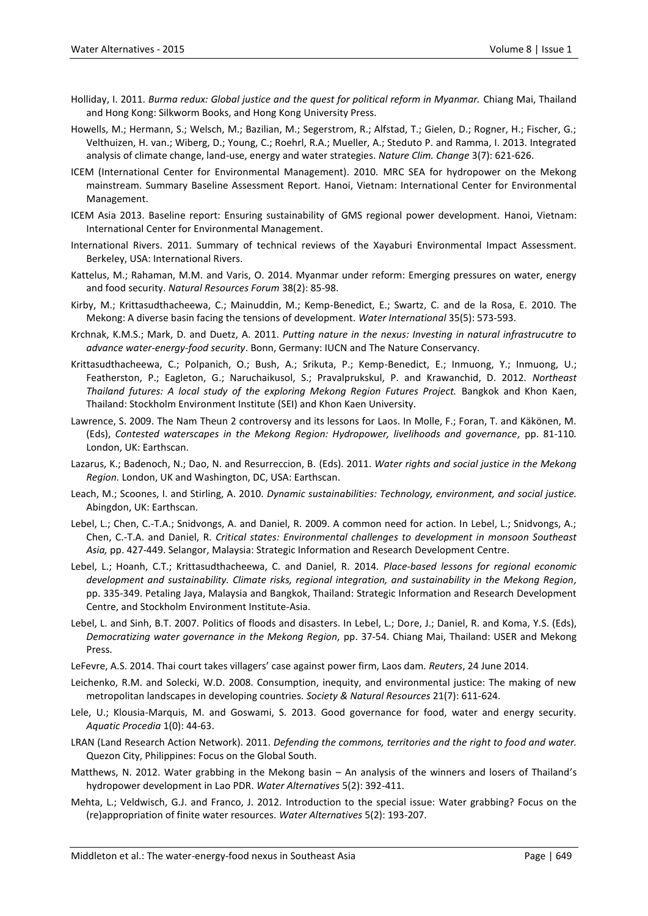Holliday, I. 2011. *Burma redux: Global justice and the quest for political reform in Myanmar.* Chiang Mai, Thailand and Hong Kong: Silkworm Books, and Hong Kong University Press.

Howells, M.; Hermann, S.; Welsch, M.; Bazilian, M.; Segerstrom, R.; Alfstad, T.; Gielen, D.; Rogner, H.; Fischer, G.; Velthuizen, H. van.; Wiberg, D.; Young, C.; Roehrl, R.A.; Mueller, A.; Steduto P. and Ramma, I. 2013. Integrated analysis of climate change, land-use, energy and water strategies. *Nature Clim. Change* 3(7): 621-626.

ICEM (International Center for Environmental Management). 2010. MRC SEA for hydropower on the Mekong mainstream. Summary Baseline Assessment Report. Hanoi, Vietnam: International Center for Environmental Management.

ICEM Asia 2013. Baseline report: Ensuring sustainability of GMS regional power development. Hanoi, Vietnam: International Center for Environmental Management.

International Rivers. 2011. Summary of technical reviews of the Xayaburi Environmental Impact Assessment. Berkeley, USA: International Rivers.

Kattelus, M.; Rahaman, M.M. and Varis, O. 2014. Myanmar under reform: Emerging pressures on water, energy and food security. *Natural Resources Forum* 38(2): 85-98.

Kirby, M.; Krittasudthacheewa, C.; Mainuddin, M.; Kemp-Benedict, E.; Swartz, C. and de la Rosa, E. 2010. The Mekong: A diverse basin facing the tensions of development. *Water International* 35(5): 573-593.

Krchnak, K.M.S.; Mark, D. and Duetz, A. 2011. *Putting nature in the nexus: Investing in natural infrastrucutre to advance water-energy-food security*. Bonn, Germany: IUCN and The Nature Conservancy.

Krittasudthacheewa, C.; Polpanich, O.; Bush, A.; Srikuta, P.; Kemp-Benedict, E.; Inmuong, Y.; Inmuong, U.; Featherston, P.; Eagleton, G.; Naruchaikusol, S.; Pravalprukskul, P. and Krawanchid, D. 2012. *Northeast Thailand futures: A local study of the exploring Mekong Region Futures Project.* Bangkok and Khon Kaen, Thailand: Stockholm Environment Institute (SEI) and Khon Kaen University.

Lawrence, S. 2009. The Nam Theun 2 controversy and its lessons for Laos. In Molle, F.; Foran, T. and Käkönen, M. (Eds), *Contested waterscapes in the Mekong Region: Hydropower, livelihoods and governance*, pp. 81-110. London, UK: Earthscan.

Lazarus, K.; Badenoch, N.; Dao, N. and Resurreccion, B. (Eds). 2011. *Water rights and social justice in the Mekong Region.* London, UK and Washington, DC, USA: Earthscan.

Leach, M.; Scoones, I. and Stirling, A. 2010. *Dynamic sustainabilities: Technology, environment, and social justice.* Abingdon, UK: Earthscan.

Lebel, L.; Chen, C.-T.A.; Snidvongs, A. and Daniel, R. 2009. A common need for action. In Lebel, L.; Snidvongs, A.; Chen, C.-T.A. and Daniel, R. *Critical states: Environmental challenges to development in monsoon Southeast Asia,* pp. 427-449. Selangor, Malaysia: Strategic Information and Research Development Centre.

Lebel, L.; Hoanh, C.T.; Krittasudthacheewa, C. and Daniel, R. 2014. *Place-based lessons for regional economic development and sustainability. Climate risks, regional integration, and sustainability in the Mekong Region,* pp. 335-349. Petaling Jaya, Malaysia and Bangkok, Thailand: Strategic Information and Research Development Centre, and Stockholm Environment Institute-Asia.

Lebel, L. and Sinh, B.T. 2007. Politics of floods and disasters. In Lebel, L.; Dore, J.; Daniel, R. and Koma, Y.S. (Eds), *Democratizing water governance in the Mekong Region,* pp. 37-54. Chiang Mai, Thailand: USER and Mekong Press.

LeFevre, A.S. 2014. Thai court takes villagers' case against power firm, Laos dam. *Reuters*, 24 June 2014.

Leichenko, R.M. and Solecki, W.D. 2008. Consumption, inequity, and environmental justice: The making of new metropolitan landscapes in developing countries. *Society & Natural Resources* 21(7): 611-624.

Lele, U.; Klousia-Marquis, M. and Goswami, S. 2013. Good governance for food, water and energy security. *Aquatic Procedia* 1(0): 44-63.

LRAN (Land Research Action Network). 2011. *Defending the commons, territories and the right to food and water.* Quezon City, Philippines: Focus on the Global South.

Matthews, N. 2012. Water grabbing in the Mekong basin – An analysis of the winners and losers of Thailand's hydropower development in Lao PDR. *Water Alternatives* 5(2): 392-411.

Mehta, L.; Veldwisch, G.J. and Franco, J. 2012. Introduction to the special issue: Water grabbing? Focus on the (re)appropriation of finite water resources. *Water Alternatives* 5(2): 193-207.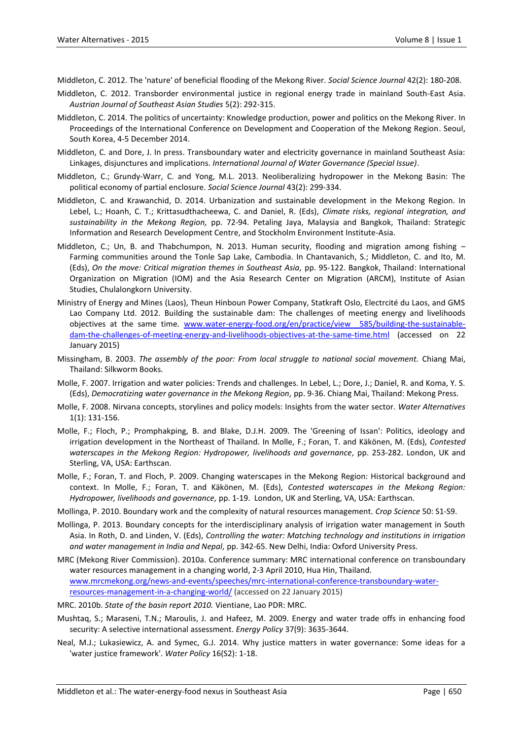Middleton, C. 2012. The 'nature' of beneficial flooding of the Mekong River. *Social Science Journal* 42(2): 180-208.

Middleton, C. 2012. Transborder environmental justice in regional energy trade in mainland South-East Asia. *Austrian Journal of Southeast Asian Studies* 5(2): 292-315.

Middleton, C. 2014. The politics of uncertainty: Knowledge production, power and politics on the Mekong River. In Proceedings of the International Conference on Development and Cooperation of the Mekong Region. Seoul, South Korea, 4-5 December 2014.

Middleton, C. and Dore, J. In press. Transboundary water and electricity governance in mainland Southeast Asia: Linkages, disjunctures and implications. *International Journal of Water Governance (Special Issue)*.

Middleton, C.; Grundy-Warr, C. and Yong, M.L. 2013. Neoliberalizing hydropower in the Mekong Basin: The political economy of partial enclosure. *Social Science Journal* 43(2): 299-334.

Middleton, C. and Krawanchid, D. 2014. Urbanization and sustainable development in the Mekong Region. In Lebel, L.; Hoanh, C. T.; Krittasudthacheewa, C. and Daniel, R. (Eds), *Climate risks, regional integration, and sustainability in the Mekong Region,* pp. 72-94. Petaling Jaya, Malaysia and Bangkok, Thailand: Strategic Information and Research Development Centre, and Stockholm Environment Institute-Asia.

Middleton, C.; Un, B. and Thabchumpon, N. 2013. Human security, flooding and migration among fishing – Farming communities around the Tonle Sap Lake, Cambodia. In Chantavanich, S.; Middleton, C. and Ito, M. (Eds), *On the move: Critical migration themes in Southeast Asia,* pp. 95-122. Bangkok, Thailand: International Organization on Migration (IOM) and the Asia Research Center on Migration (ARCM), Institute of Asian Studies, Chulalongkorn University.

Ministry of Energy and Mines (Laos), Theun Hinboun Power Company, Statkraft Oslo, Electrcité du Laos, and GMS Lao Company Ltd. 2012. Building the sustainable dam: The challenges of meeting energy and livelihoods objectives at the same time. www.water-energy-food.org/en/practice/view__585/building-the-sustainable-dam-the-challenges-of-meeting-energy-and-livelihoods-objectives-at-the-same-time.html (accessed on 22 January 2015)

Missingham, B. 2003. *The assembly of the poor: From local struggle to national social movement.* Chiang Mai, Thailand: Silkworm Books.

Molle, F. 2007. Irrigation and water policies: Trends and challenges. In Lebel, L.; Dore, J.; Daniel, R. and Koma, Y. S. (Eds), *Democratizing water governance in the Mekong Region,* pp. 9-36. Chiang Mai, Thailand: Mekong Press.

Molle, F. 2008. Nirvana concepts, storylines and policy models: Insights from the water sector. *Water Alternatives* 1(1): 131-156.

Molle, F.; Floch, P.; Promphakping, B. and Blake, D.J.H. 2009. The 'Greening of Issan': Politics, ideology and irrigation development in the Northeast of Thailand. In Molle, F.; Foran, T. and Käkönen, M. (Eds), *Contested waterscapes in the Mekong Region: Hydropower, livelihoods and governance,* pp. 253-282. London, UK and Sterling, VA, USA: Earthscan.

Molle, F.; Foran, T. and Floch, P. 2009. Changing waterscapes in the Mekong Region: Historical background and context. In Molle, F.; Foran, T. and Käkönen, M. (Eds), *Contested waterscapes in the Mekong Region: Hydropower, livelihoods and governance,* pp. 1-19. London, UK and Sterling, VA, USA: Earthscan.

Mollinga, P. 2010. Boundary work and the complexity of natural resources management. *Crop Science* 50: S1-S9.

Mollinga, P. 2013. Boundary concepts for the interdisciplinary analysis of irrigation water management in South Asia. In Roth, D. and Linden, V. (Eds), *Controlling the water: Matching technology and institutions in irrigation and water management in India and Nepal,* pp. 342-65. New Delhi, India: Oxford University Press.

MRC (Mekong River Commission). 2010a. Conference summary: MRC international conference on transboundary water resources management in a changing world, 2-3 April 2010, Hua Hin, Thailand. www.mrcmekong.org/news-and-events/speeches/mrc-international-conference-transboundary-water-resources-management-in-a-changing-world/ (accessed on 22 January 2015)

MRC. 2010b. *State of the basin report 2010.* Vientiane, Lao PDR: MRC.

Mushtaq, S.; Maraseni, T.N.; Maroulis, J. and Hafeez, M. 2009. Energy and water trade offs in enhancing food security: A selective international assessment. *Energy Policy* 37(9): 3635-3644.

Neal, M.J.; Lukasiewicz, A. and Symec, G.J. 2014. Why justice matters in water governance: Some ideas for a 'water justice framework'. *Water Policy* 16(S2): 1-18.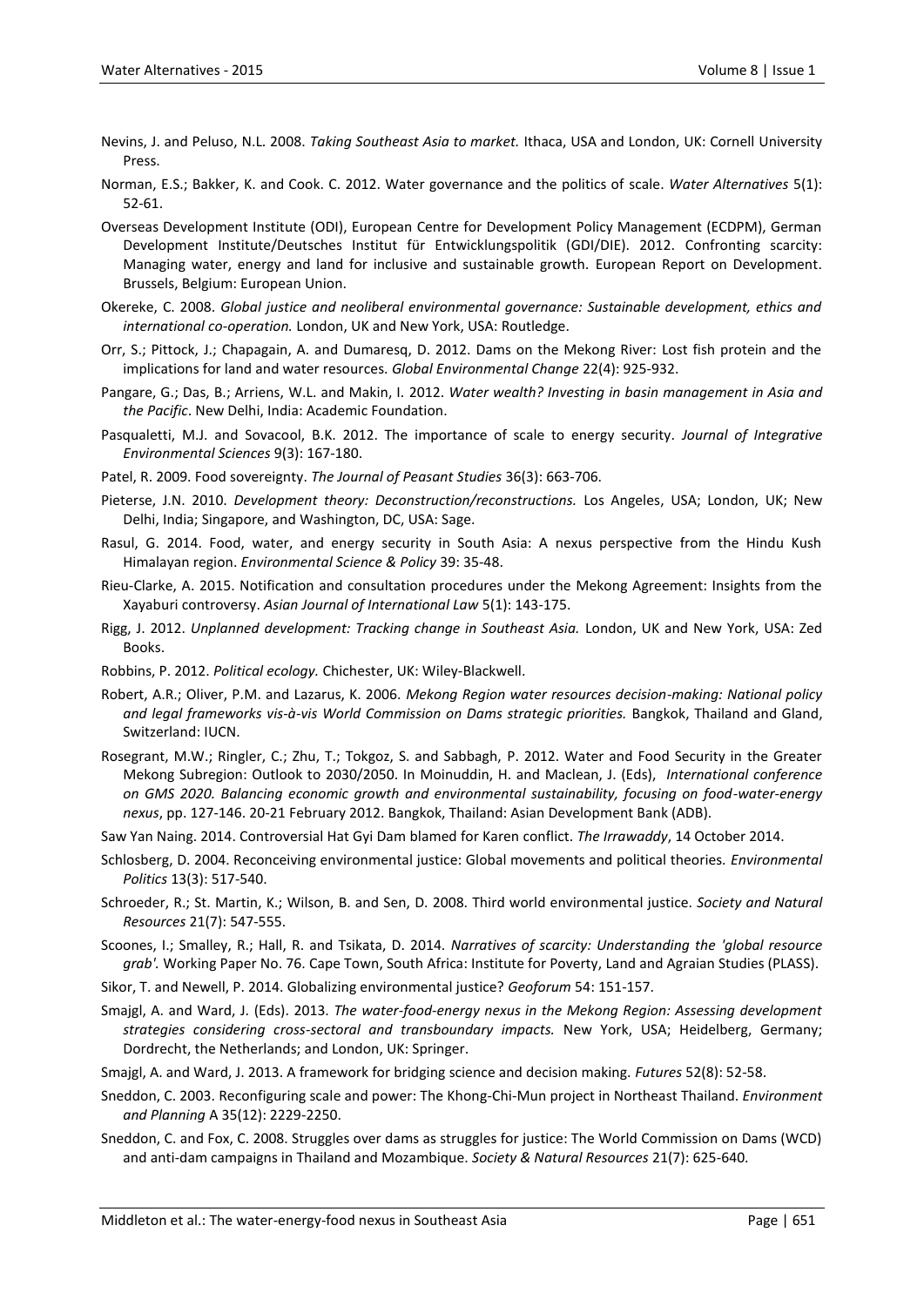Nevins, J. and Peluso, N.L. 2008. *Taking Southeast Asia to market.* Ithaca, USA and London, UK: Cornell University Press.

Norman, E.S.; Bakker, K. and Cook. C. 2012. Water governance and the politics of scale. *Water Alternatives* 5(1): 52-61.

Overseas Development Institute (ODI), European Centre for Development Policy Management (ECDPM), German Development Institute/Deutsches Institut für Entwicklungspolitik (GDI/DIE). 2012. Confronting scarcity: Managing water, energy and land for inclusive and sustainable growth. European Report on Development. Brussels, Belgium: European Union.

Okereke, C. 2008. *Global justice and neoliberal environmental governance: Sustainable development, ethics and international co-operation.* London, UK and New York, USA: Routledge.

Orr, S.; Pittock, J.; Chapagain, A. and Dumaresq, D. 2012. Dams on the Mekong River: Lost fish protein and the implications for land and water resources. *Global Environmental Change* 22(4): 925-932.

Pangare, G.; Das, B.; Arriens, W.L. and Makin, I. 2012. *Water wealth? Investing in basin management in Asia and the Pacific*. New Delhi, India: Academic Foundation.

Pasqualetti, M.J. and Sovacool, B.K. 2012. The importance of scale to energy security. *Journal of Integrative Environmental Sciences* 9(3): 167-180.

Patel, R. 2009. Food sovereignty. *The Journal of Peasant Studies* 36(3): 663-706.

Pieterse, J.N. 2010. *Development theory: Deconstruction/reconstructions.* Los Angeles, USA; London, UK; New Delhi, India; Singapore, and Washington, DC, USA: Sage.

Rasul, G. 2014. Food, water, and energy security in South Asia: A nexus perspective from the Hindu Kush Himalayan region. *Environmental Science & Policy* 39: 35-48.

Rieu-Clarke, A. 2015. Notification and consultation procedures under the Mekong Agreement: Insights from the Xayaburi controversy. *Asian Journal of International Law* 5(1): 143-175.

Rigg, J. 2012. *Unplanned development: Tracking change in Southeast Asia.* London, UK and New York, USA: Zed Books.

Robbins, P. 2012. *Political ecology.* Chichester, UK: Wiley-Blackwell.

Robert, A.R.; Oliver, P.M. and Lazarus, K. 2006. *Mekong Region water resources decision-making: National policy and legal frameworks vis-à-vis World Commission on Dams strategic priorities.* Bangkok, Thailand and Gland, Switzerland: IUCN.

Rosegrant, M.W.; Ringler, C.; Zhu, T.; Tokgoz, S. and Sabbagh, P. 2012. Water and Food Security in the Greater Mekong Subregion: Outlook to 2030/2050. In Moinuddin, H. and Maclean, J. (Eds), *International conference on GMS 2020. Balancing economic growth and environmental sustainability, focusing on food-water-energy nexus*, pp. 127-146. 20-21 February 2012. Bangkok, Thailand: Asian Development Bank (ADB).

Saw Yan Naing. 2014. Controversial Hat Gyi Dam blamed for Karen conflict. *The Irrawaddy*, 14 October 2014.

Schlosberg, D. 2004. Reconceiving environmental justice: Global movements and political theories. *Environmental Politics* 13(3): 517-540.

Schroeder, R.; St. Martin, K.; Wilson, B. and Sen, D. 2008. Third world environmental justice. *Society and Natural Resources* 21(7): 547-555.

Scoones, I.; Smalley, R.; Hall, R. and Tsikata, D. 2014. *Narratives of scarcity: Understanding the 'global resource grab'.* Working Paper No. 76. Cape Town, South Africa: Institute for Poverty, Land and Agraian Studies (PLASS).

Sikor, T. and Newell, P. 2014. Globalizing environmental justice? *Geoforum* 54: 151-157.

Smajgl, A. and Ward, J. (Eds). 2013. *The water-food-energy nexus in the Mekong Region: Assessing development strategies considering cross-sectoral and transboundary impacts.* New York, USA; Heidelberg, Germany; Dordrecht, the Netherlands; and London, UK: Springer.

Smajgl, A. and Ward, J. 2013. A framework for bridging science and decision making. *Futures* 52(8): 52-58.

Sneddon, C. 2003. Reconfiguring scale and power: The Khong-Chi-Mun project in Northeast Thailand. *Environment and Planning* A 35(12): 2229-2250.

Sneddon, C. and Fox, C. 2008. Struggles over dams as struggles for justice: The World Commission on Dams (WCD) and anti-dam campaigns in Thailand and Mozambique. *Society & Natural Resources* 21(7): 625-640.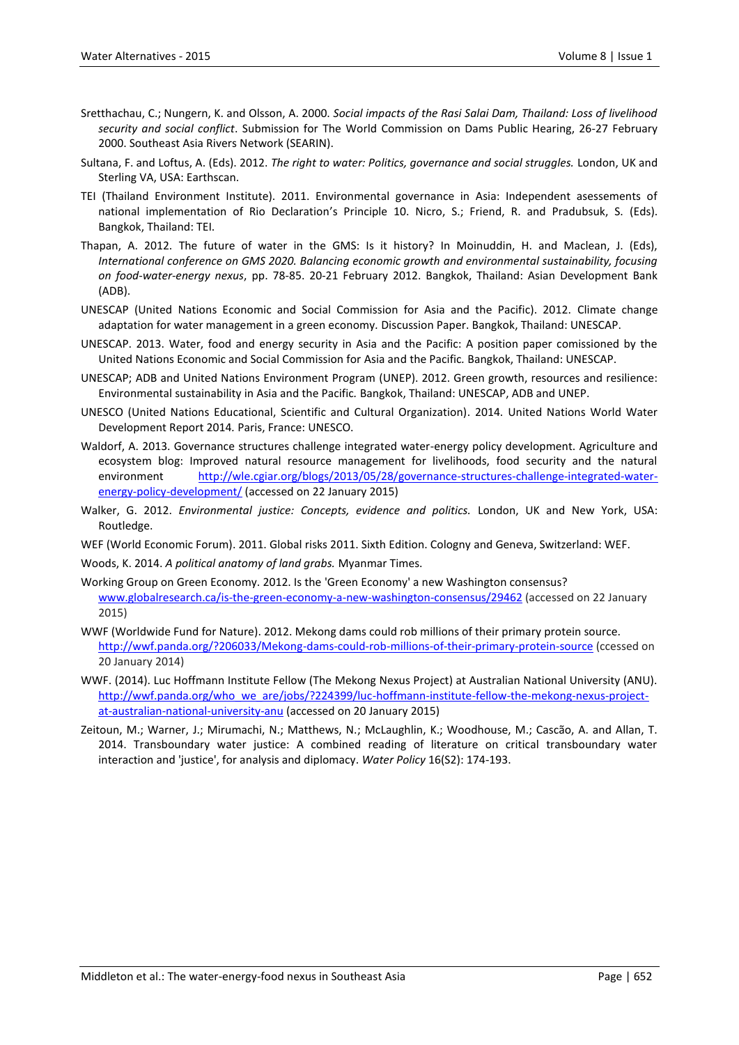Sretthachau, C.; Nungern, K. and Olsson, A. 2000. *Social impacts of the Rasi Salai Dam, Thailand: Loss of livelihood security and social conflict*. Submission for The World Commission on Dams Public Hearing, 26-27 February 2000. Southeast Asia Rivers Network (SEARIN).

Sultana, F. and Loftus, A. (Eds). 2012. *The right to water: Politics, governance and social struggles.* London, UK and Sterling VA, USA: Earthscan.

TEI (Thailand Environment Institute). 2011. Environmental governance in Asia: Independent asessements of national implementation of Rio Declaration's Principle 10. Nicro, S.; Friend, R. and Pradubsuk, S. (Eds). Bangkok, Thailand: TEI.

Thapan, A. 2012. The future of water in the GMS: Is it history? In Moinuddin, H. and Maclean, J. (Eds), *International conference on GMS 2020. Balancing economic growth and environmental sustainability, focusing on food-water-energy nexus*, pp. 78-85. 20-21 February 2012. Bangkok, Thailand: Asian Development Bank (ADB).

UNESCAP (United Nations Economic and Social Commission for Asia and the Pacific). 2012. Climate change adaptation for water management in a green economy. Discussion Paper. Bangkok, Thailand: UNESCAP.

UNESCAP. 2013. Water, food and energy security in Asia and the Pacific: A position paper comissioned by the United Nations Economic and Social Commission for Asia and the Pacific*.* Bangkok, Thailand: UNESCAP.

UNESCAP; ADB and United Nations Environment Program (UNEP). 2012. Green growth, resources and resilience: Environmental sustainability in Asia and the Pacific*.* Bangkok, Thailand: UNESCAP, ADB and UNEP.

UNESCO (United Nations Educational, Scientific and Cultural Organization). 2014. United Nations World Water Development Report 2014*.* Paris, France: UNESCO.

Waldorf, A. 2013. Governance structures challenge integrated water-energy policy development. Agriculture and ecosystem blog: Improved natural resource management for livelihoods, food security and the natural environment http://wle.cgiar.org/blogs/2013/05/28/governance-structures-challenge-integrated-water-energy-policy-development/ (accessed on 22 January 2015)

Walker, G. 2012. *Environmental justice: Concepts, evidence and politics.* London, UK and New York, USA: Routledge.

WEF (World Economic Forum). 2011. Global risks 2011. Sixth Edition. Cologny and Geneva, Switzerland: WEF.

Woods, K. 2014. *A political anatomy of land grabs.* Myanmar Times.

Working Group on Green Economy. 2012. Is the 'Green Economy' a new Washington consensus? www.globalresearch.ca/is-the-green-economy-a-new-washington-consensus/29462 (accessed on 22 January 2015)

WWF (Worldwide Fund for Nature). 2012. Mekong dams could rob millions of their primary protein source. http://wwf.panda.org/?206033/Mekong-dams-could-rob-millions-of-their-primary-protein-source (ccessed on 20 January 2014)

WWF. (2014). Luc Hoffmann Institute Fellow (The Mekong Nexus Project) at Australian National University (ANU). http://wwf.panda.org/who_we_are/jobs/?224399/luc-hoffmann-institute-fellow-the-mekong-nexus-project-at-australian-national-university-anu (accessed on 20 January 2015)

Zeitoun, M.; Warner, J.; Mirumachi, N.; Matthews, N.; McLaughlin, K.; Woodhouse, M.; Cascão, A. and Allan, T. 2014. Transboundary water justice: A combined reading of literature on critical transboundary water interaction and 'justice', for analysis and diplomacy. *Water Policy* 16(S2): 174-193.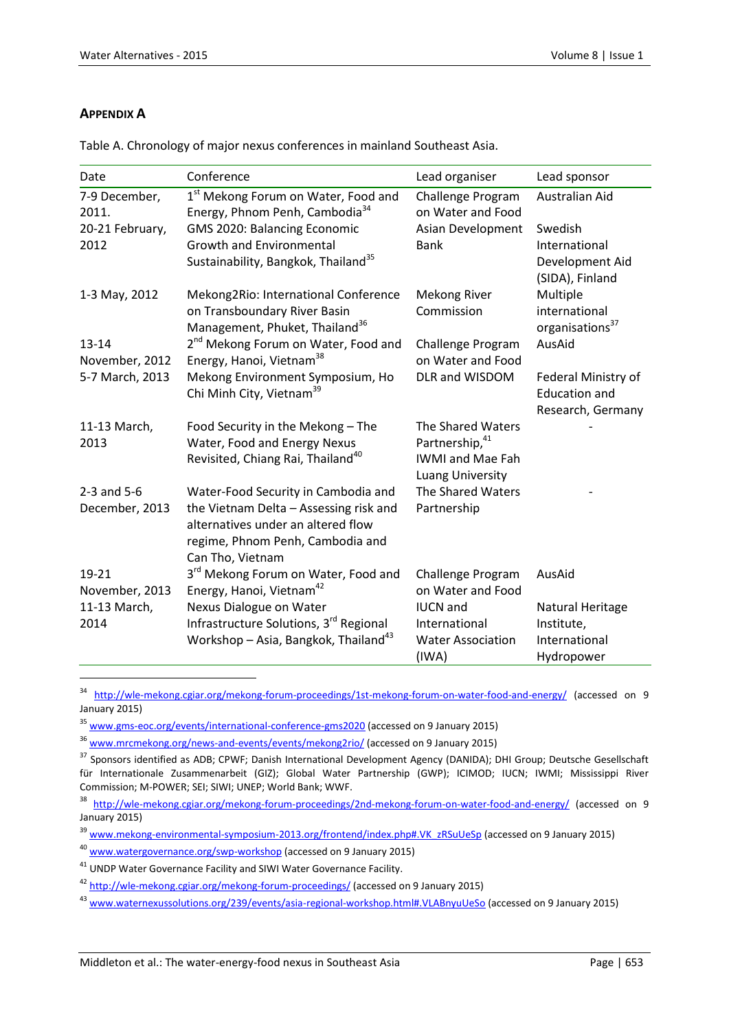## APPENDIX A

Table A. Chronology of major nexus conferences in mainland Southeast Asia.

| Date | Conference | Lead organiser | Lead sponsor |
|---|---|---|---|
| 7-9 December, 2011. | 1st Mekong Forum on Water, Food and Energy, Phnom Penh, Cambodia[34] | Challenge Program on Water and Food | Australian Aid |
| 20-21 February, 2012 | GMS 2020: Balancing Economic Growth and Environmental Sustainability, Bangkok, Thailand[35] | Asian Development Bank | Swedish International Development Aid (SIDA), Finland |
| 1-3 May, 2012 | Mekong2Rio: International Conference on Transboundary River Basin Management, Phuket, Thailand[36] | Mekong River Commission | Multiple international organisations[37] |
| 13-14 November, 2012 | 2nd Mekong Forum on Water, Food and Energy, Hanoi, Vietnam[38] | Challenge Program on Water and Food | AusAid |
| 5-7 March, 2013 | Mekong Environment Symposium, Ho Chi Minh City, Vietnam[39] | DLR and WISDOM | Federal Ministry of Education and Research, Germany |
| 11-13 March, 2013 | Food Security in the Mekong – The Water, Food and Energy Nexus Revisited, Chiang Rai, Thailand[40] | The Shared Waters Partnership,[41] IWMI and Mae Fah Luang University | - |
| 2-3 and 5-6 December, 2013 | Water-Food Security in Cambodia and the Vietnam Delta – Assessing risk and alternatives under an altered flow regime, Phnom Penh, Cambodia and Can Tho, Vietnam | The Shared Waters Partnership | - |
| 19-21 November, 2013 | 3rd Mekong Forum on Water, Food and Energy, Hanoi, Vietnam[42] | Challenge Program on Water and Food | AusAid |
| 11-13 March, 2014 | Nexus Dialogue on Water Infrastructure Solutions, 3rd Regional Workshop – Asia, Bangkok, Thailand[43] | IUCN and International Water Association (IWA) | Natural Heritage Institute, International Hydropower |

[34] http://wle-mekong.cgiar.org/mekong-forum-proceedings/1st-mekong-forum-on-water-food-and-energy/ (accessed on 9 January 2015)

[35] www.gms-eoc.org/events/international-conference-gms2020 (accessed on 9 January 2015)

[36] www.mrcmekong.org/news-and-events/events/mekong2rio/ (accessed on 9 January 2015)

[37] Sponsors identified as ADB; CPWF; Danish International Development Agency (DANIDA); DHI Group; Deutsche Gesellschaft für Internationale Zusammenarbeit (GIZ); Global Water Partnership (GWP); ICIMOD; IUCN; IWMI; Mississippi River Commission; M-POWER; SEI; SIWI; UNEP; World Bank; WWF.

[38] http://wle-mekong.cgiar.org/mekong-forum-proceedings/2nd-mekong-forum-on-water-food-and-energy/ (accessed on 9 January 2015)

[39] www.mekong-environmental-symposium-2013.org/frontend/index.php#.VK_zRSuUeSp (accessed on 9 January 2015)

[40] www.watergovernance.org/swp-workshop (accessed on 9 January 2015)

[41] UNDP Water Governance Facility and SIWI Water Governance Facility.

[42] http://wle-mekong.cgiar.org/mekong-forum-proceedings/ (accessed on 9 January 2015)

[43] www.waternexussolutions.org/239/events/asia-regional-workshop.html#.VLABnyuUeSo (accessed on 9 January 2015)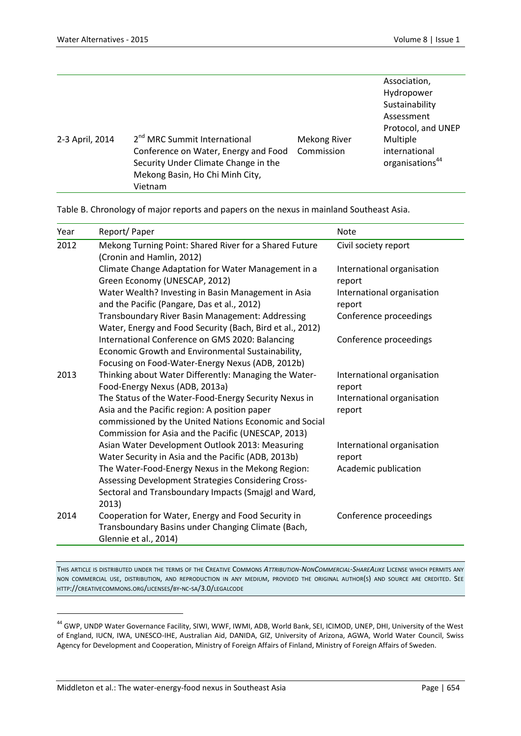| | | | |
|---|---|---|---|
| | | | Association, Hydropower Sustainability Assessment Protocol, and UNEP |
| 2-3 April, 2014 | 2nd MRC Summit International Conference on Water, Energy and Food Security Under Climate Change in the Mekong Basin, Ho Chi Minh City, Vietnam | Mekong River Commission | Multiple international organisations[44] |

Table B. Chronology of major reports and papers on the nexus in mainland Southeast Asia.

| Year | Report/ Paper | Note |
|---|---|---|
| 2012 | Mekong Turning Point: Shared River for a Shared Future (Cronin and Hamlin, 2012) | Civil society report |
| | Climate Change Adaptation for Water Management in a Green Economy (UNESCAP, 2012) | International organisation report |
| | Water Wealth? Investing in Basin Management in Asia and the Pacific (Pangare, Das et al., 2012) | International organisation report |
| | Transboundary River Basin Management: Addressing Water, Energy and Food Security (Bach, Bird et al., 2012) | Conference proceedings |
| | International Conference on GMS 2020: Balancing Economic Growth and Environmental Sustainability, Focusing on Food-Water-Energy Nexus (ADB, 2012b) | Conference proceedings |
| 2013 | Thinking about Water Differently: Managing the Water-Food-Energy Nexus (ADB, 2013a) | International organisation report |
| | The Status of the Water-Food-Energy Security Nexus in Asia and the Pacific region: A position paper commissioned by the United Nations Economic and Social Commission for Asia and the Pacific (UNESCAP, 2013) | International organisation report |
| | Asian Water Development Outlook 2013: Measuring Water Security in Asia and the Pacific (ADB, 2013b) | International organisation report |
| | The Water-Food-Energy Nexus in the Mekong Region: Assessing Development Strategies Considering Cross-Sectoral and Transboundary Impacts (Smajgl and Ward, 2013) | Academic publication |
| 2014 | Cooperation for Water, Energy and Food Security in Transboundary Basins under Changing Climate (Bach, Glennie et al., 2014) | Conference proceedings |

THIS ARTICLE IS DISTRIBUTED UNDER THE TERMS OF THE CREATIVE COMMONS *ATTRIBUTION-NONCOMMERCIAL-SHAREALIKE* LICENSE WHICH PERMITS ANY NON COMMERCIAL USE, DISTRIBUTION, AND REPRODUCTION IN ANY MEDIUM, PROVIDED THE ORIGINAL AUTHOR(S) AND SOURCE ARE CREDITED. SEE HTTP://CREATIVECOMMONS.ORG/LICENSES/BY-NC-SA/3.0/LEGALCODE

[44] GWP, UNDP Water Governance Facility, SIWI, WWF, IWMI, ADB, World Bank, SEI, ICIMOD, UNEP, DHI, University of the West of England, IUCN, IWA, UNESCO-IHE, Australian Aid, DANIDA, GIZ, University of Arizona, AGWA, World Water Council, Swiss Agency for Development and Cooperation, Ministry of Foreign Affairs of Finland, Ministry of Foreign Affairs of Sweden.